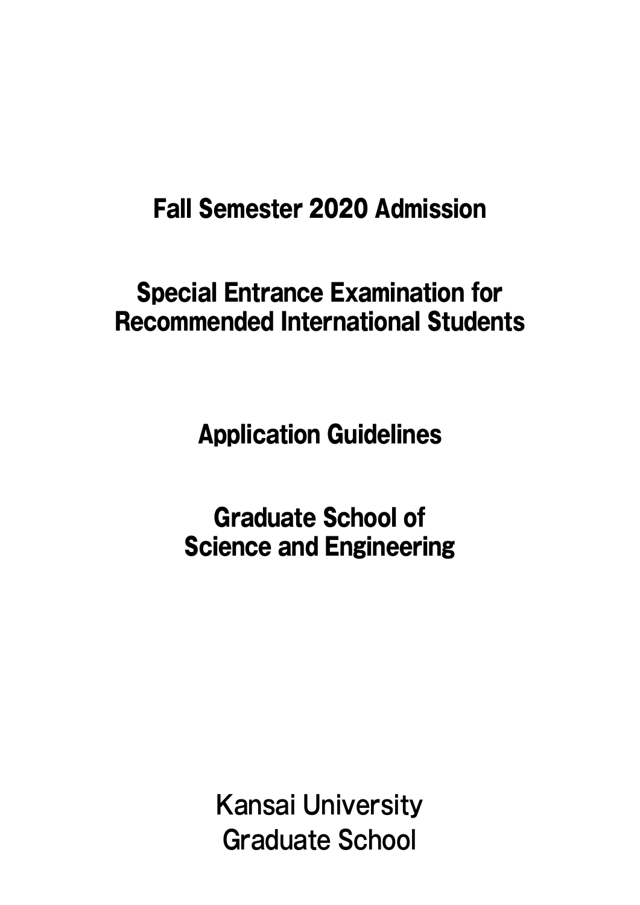# Fall Semester 2020 Admission

# Special Entrance Examination for Recommended International Students

# Application Guidelines

# Graduate School of Science and Engineering

Kansai University
Graduate School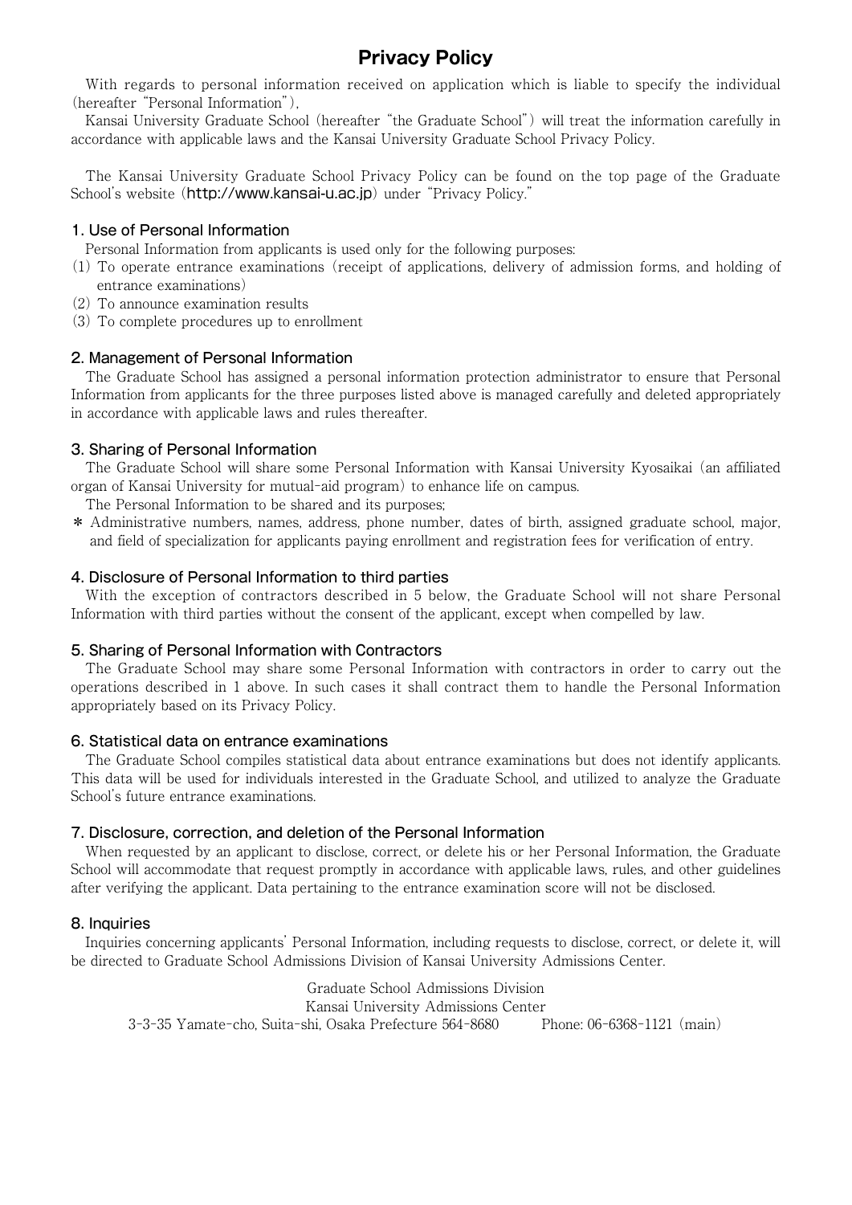# Privacy Policy

With regards to personal information received on application which is liable to specify the individual (hereafter "Personal Information"),

Kansai University Graduate School (hereafter "the Graduate School") will treat the information carefully in accordance with applicable laws and the Kansai University Graduate School Privacy Policy.

The Kansai University Graduate School Privacy Policy can be found on the top page of the Graduate School's website (http://www.kansai-u.ac.jp) under "Privacy Policy."

## 1. Use of Personal Information

Personal Information from applicants is used only for the following purposes:

(1) To operate entrance examinations (receipt of applications, delivery of admission forms, and holding of entrance examinations)

(2) To announce examination results

(3) To complete procedures up to enrollment

## 2. Management of Personal Information

The Graduate School has assigned a personal information protection administrator to ensure that Personal Information from applicants for the three purposes listed above is managed carefully and deleted appropriately in accordance with applicable laws and rules thereafter.

## 3. Sharing of Personal Information

The Graduate School will share some Personal Information with Kansai University Kyosaikai (an affiliated organ of Kansai University for mutual-aid program) to enhance life on campus.

The Personal Information to be shared and its purposes;

* Administrative numbers, names, address, phone number, dates of birth, assigned graduate school, major, and field of specialization for applicants paying enrollment and registration fees for verification of entry.

## 4. Disclosure of Personal Information to third parties

With the exception of contractors described in 5 below, the Graduate School will not share Personal Information with third parties without the consent of the applicant, except when compelled by law.

## 5. Sharing of Personal Information with Contractors

The Graduate School may share some Personal Information with contractors in order to carry out the operations described in 1 above. In such cases it shall contract them to handle the Personal Information appropriately based on its Privacy Policy.

## 6. Statistical data on entrance examinations

The Graduate School compiles statistical data about entrance examinations but does not identify applicants. This data will be used for individuals interested in the Graduate School, and utilized to analyze the Graduate School's future entrance examinations.

## 7. Disclosure, correction, and deletion of the Personal Information

When requested by an applicant to disclose, correct, or delete his or her Personal Information, the Graduate School will accommodate that request promptly in accordance with applicable laws, rules, and other guidelines after verifying the applicant. Data pertaining to the entrance examination score will not be disclosed.

## 8. Inquiries

Inquiries concerning applicants' Personal Information, including requests to disclose, correct, or delete it, will be directed to Graduate School Admissions Division of Kansai University Admissions Center.

Graduate School Admissions Division
Kansai University Admissions Center
3-3-35 Yamate-cho, Suita-shi, Osaka Prefecture 564-8680 Phone: 06-6368-1121 (main)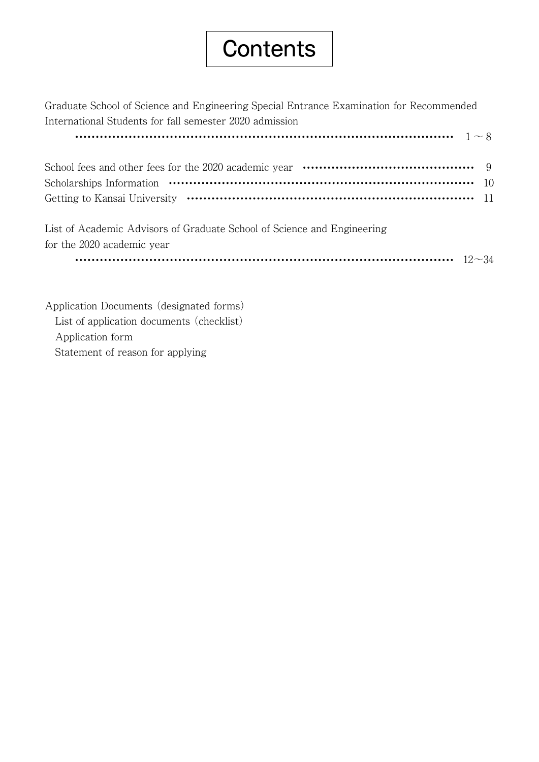# Contents

Graduate School of Science and Engineering Special Entrance Examination for Recommended International Students for fall semester 2020 admission ········· 1 ～ 8

School fees and other fees for the 2020 academic year ········· 9

Scholarships Information ········· 10

Getting to Kansai University ········· 11

List of Academic Advisors of Graduate School of Science and Engineering for the 2020 academic year ········· 12～34

Application Documents (designated forms)

- List of application documents (checklist)
- Application form
- Statement of reason for applying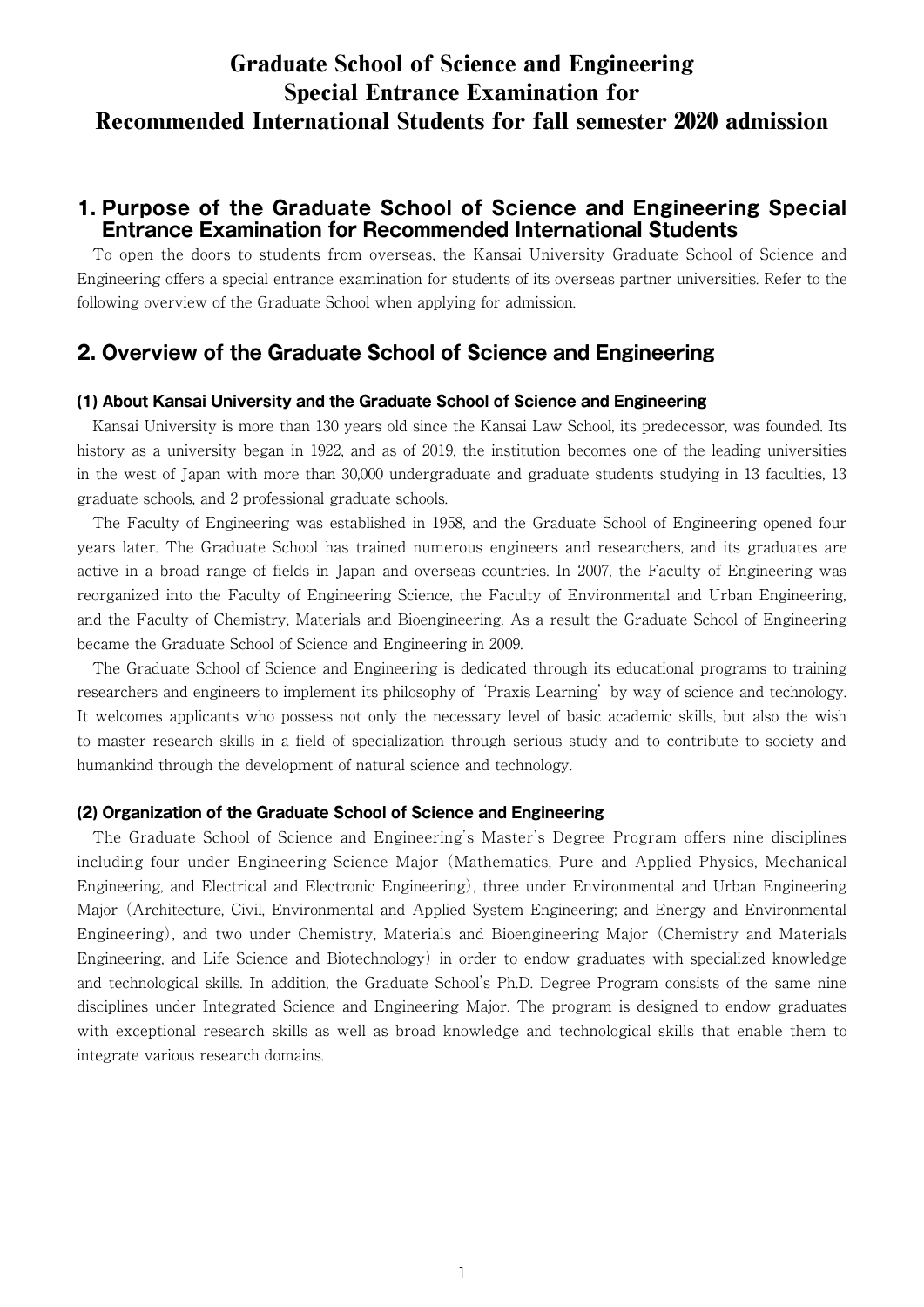# Graduate School of Science and Engineering Special Entrance Examination for Recommended International Students for fall semester 2020 admission

## 1. Purpose of the Graduate School of Science and Engineering Special Entrance Examination for Recommended International Students

To open the doors to students from overseas, the Kansai University Graduate School of Science and Engineering offers a special entrance examination for students of its overseas partner universities. Refer to the following overview of the Graduate School when applying for admission.

## 2. Overview of the Graduate School of Science and Engineering

### (1) About Kansai University and the Graduate School of Science and Engineering

Kansai University is more than 130 years old since the Kansai Law School, its predecessor, was founded. Its history as a university began in 1922, and as of 2019, the institution becomes one of the leading universities in the west of Japan with more than 30,000 undergraduate and graduate students studying in 13 faculties, 13 graduate schools, and 2 professional graduate schools.

The Faculty of Engineering was established in 1958, and the Graduate School of Engineering opened four years later. The Graduate School has trained numerous engineers and researchers, and its graduates are active in a broad range of fields in Japan and overseas countries. In 2007, the Faculty of Engineering was reorganized into the Faculty of Engineering Science, the Faculty of Environmental and Urban Engineering, and the Faculty of Chemistry, Materials and Bioengineering. As a result the Graduate School of Engineering became the Graduate School of Science and Engineering in 2009.

The Graduate School of Science and Engineering is dedicated through its educational programs to training researchers and engineers to implement its philosophy of 'Praxis Learning' by way of science and technology. It welcomes applicants who possess not only the necessary level of basic academic skills, but also the wish to master research skills in a field of specialization through serious study and to contribute to society and humankind through the development of natural science and technology.

### (2) Organization of the Graduate School of Science and Engineering

The Graduate School of Science and Engineering's Master's Degree Program offers nine disciplines including four under Engineering Science Major (Mathematics, Pure and Applied Physics, Mechanical Engineering, and Electrical and Electronic Engineering), three under Environmental and Urban Engineering Major (Architecture, Civil, Environmental and Applied System Engineering; and Energy and Environmental Engineering), and two under Chemistry, Materials and Bioengineering Major (Chemistry and Materials Engineering, and Life Science and Biotechnology) in order to endow graduates with specialized knowledge and technological skills. In addition, the Graduate School's Ph.D. Degree Program consists of the same nine disciplines under Integrated Science and Engineering Major. The program is designed to endow graduates with exceptional research skills as well as broad knowledge and technological skills that enable them to integrate various research domains.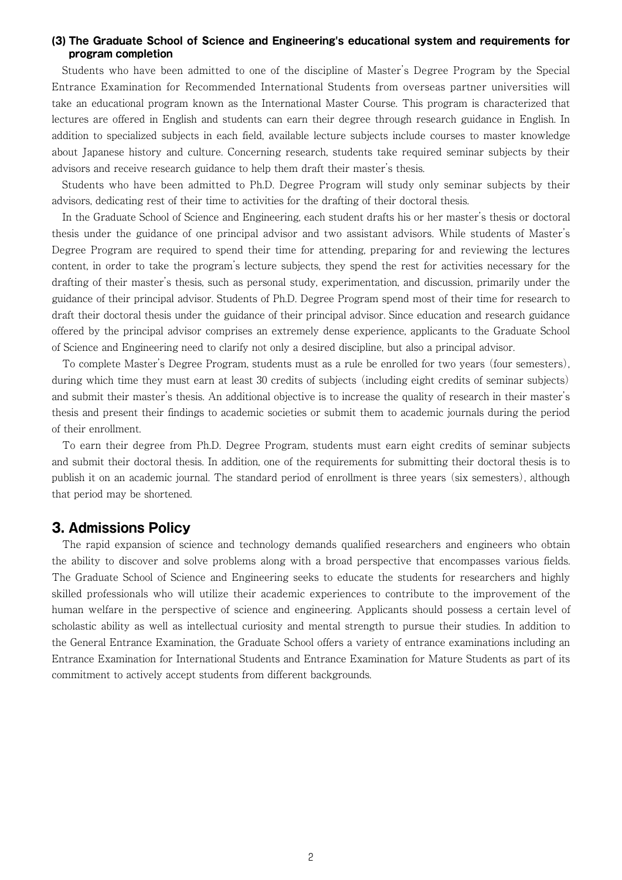### (3) The Graduate School of Science and Engineering's educational system and requirements for program completion

Students who have been admitted to one of the discipline of Master's Degree Program by the Special Entrance Examination for Recommended International Students from overseas partner universities will take an educational program known as the International Master Course. This program is characterized that lectures are offered in English and students can earn their degree through research guidance in English. In addition to specialized subjects in each field, available lecture subjects include courses to master knowledge about Japanese history and culture. Concerning research, students take required seminar subjects by their advisors and receive research guidance to help them draft their master's thesis.

Students who have been admitted to Ph.D. Degree Program will study only seminar subjects by their advisors, dedicating rest of their time to activities for the drafting of their doctoral thesis.

In the Graduate School of Science and Engineering, each student drafts his or her master's thesis or doctoral thesis under the guidance of one principal advisor and two assistant advisors. While students of Master's Degree Program are required to spend their time for attending, preparing for and reviewing the lectures content, in order to take the program's lecture subjects, they spend the rest for activities necessary for the drafting of their master's thesis, such as personal study, experimentation, and discussion, primarily under the guidance of their principal advisor. Students of Ph.D. Degree Program spend most of their time for research to draft their doctoral thesis under the guidance of their principal advisor. Since education and research guidance offered by the principal advisor comprises an extremely dense experience, applicants to the Graduate School of Science and Engineering need to clarify not only a desired discipline, but also a principal advisor.

To complete Master's Degree Program, students must as a rule be enrolled for two years (four semesters), during which time they must earn at least 30 credits of subjects (including eight credits of seminar subjects) and submit their master's thesis. An additional objective is to increase the quality of research in their master's thesis and present their findings to academic societies or submit them to academic journals during the period of their enrollment.

To earn their degree from Ph.D. Degree Program, students must earn eight credits of seminar subjects and submit their doctoral thesis. In addition, one of the requirements for submitting their doctoral thesis is to publish it on an academic journal. The standard period of enrollment is three years (six semesters), although that period may be shortened.

## 3. Admissions Policy

The rapid expansion of science and technology demands qualified researchers and engineers who obtain the ability to discover and solve problems along with a broad perspective that encompasses various fields. The Graduate School of Science and Engineering seeks to educate the students for researchers and highly skilled professionals who will utilize their academic experiences to contribute to the improvement of the human welfare in the perspective of science and engineering. Applicants should possess a certain level of scholastic ability as well as intellectual curiosity and mental strength to pursue their studies. In addition to the General Entrance Examination, the Graduate School offers a variety of entrance examinations including an Entrance Examination for International Students and Entrance Examination for Mature Students as part of its commitment to actively accept students from different backgrounds.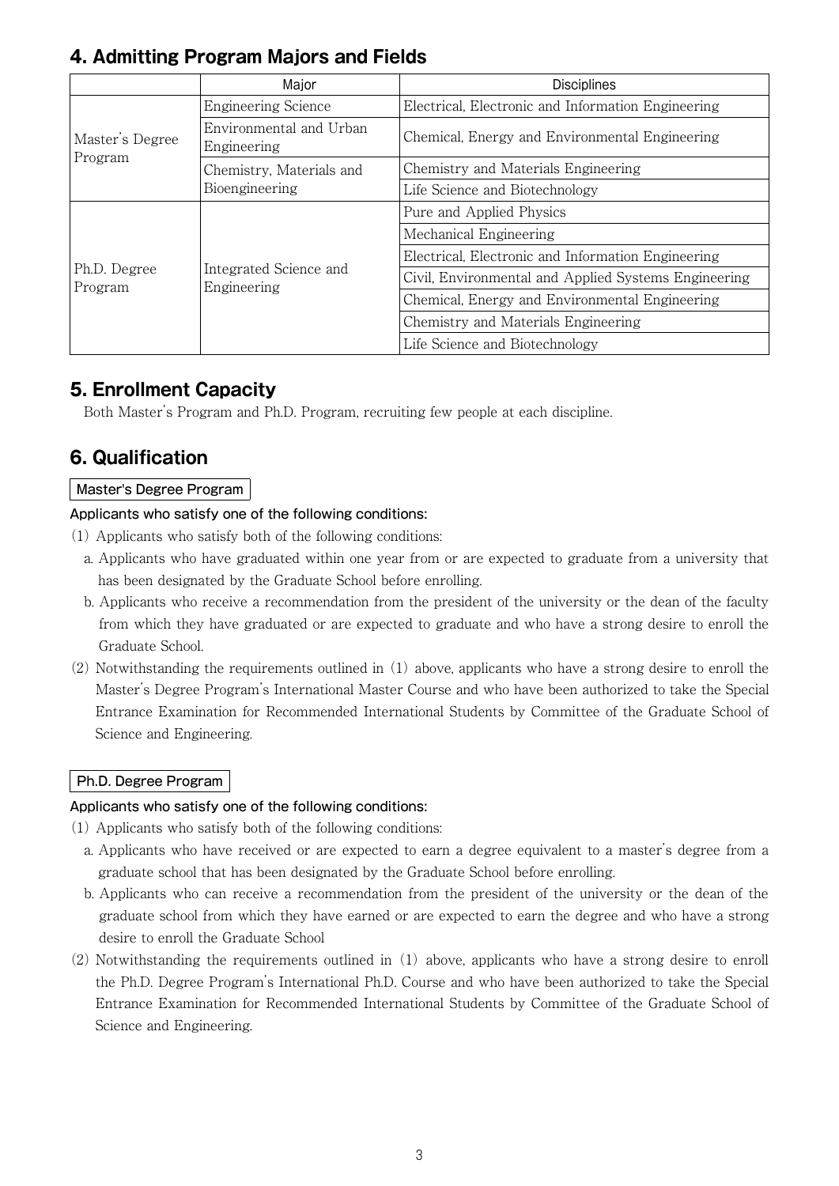## 4. Admitting Program Majors and Fields

| | Major | Disciplines |
|---|---|---|
| Master's Degree Program | Engineering Science | Electrical, Electronic and Information Engineering |
| | Environmental and Urban Engineering | Chemical, Energy and Environmental Engineering |
| | Chemistry, Materials and Bioengineering | Chemistry and Materials Engineering |
| | | Life Science and Biotechnology |
| Ph.D. Degree Program | Integrated Science and Engineering | Pure and Applied Physics |
| | | Mechanical Engineering |
| | | Electrical, Electronic and Information Engineering |
| | | Civil, Environmental and Applied Systems Engineering |
| | | Chemical, Energy and Environmental Engineering |
| | | Chemistry and Materials Engineering |
| | | Life Science and Biotechnology |

## 5. Enrollment Capacity

Both Master's Program and Ph.D. Program, recruiting few people at each discipline.

## 6. Qualification

**Master's Degree Program**

**Applicants who satisfy one of the following conditions:**

(1) Applicants who satisfy both of the following conditions:

a. Applicants who have graduated within one year from or are expected to graduate from a university that has been designated by the Graduate School before enrolling.

b. Applicants who receive a recommendation from the president of the university or the dean of the faculty from which they have graduated or are expected to graduate and who have a strong desire to enroll the Graduate School.

(2) Notwithstanding the requirements outlined in (1) above, applicants who have a strong desire to enroll the Master's Degree Program's International Master Course and who have been authorized to take the Special Entrance Examination for Recommended International Students by Committee of the Graduate School of Science and Engineering.

**Ph.D. Degree Program**

**Applicants who satisfy one of the following conditions:**

(1) Applicants who satisfy both of the following conditions:

a. Applicants who have received or are expected to earn a degree equivalent to a master's degree from a graduate school that has been designated by the Graduate School before enrolling.

b. Applicants who can receive a recommendation from the president of the university or the dean of the graduate school from which they have earned or are expected to earn the degree and who have a strong desire to enroll the Graduate School

(2) Notwithstanding the requirements outlined in (1) above, applicants who have a strong desire to enroll the Ph.D. Degree Program's International Ph.D. Course and who have been authorized to take the Special Entrance Examination for Recommended International Students by Committee of the Graduate School of Science and Engineering.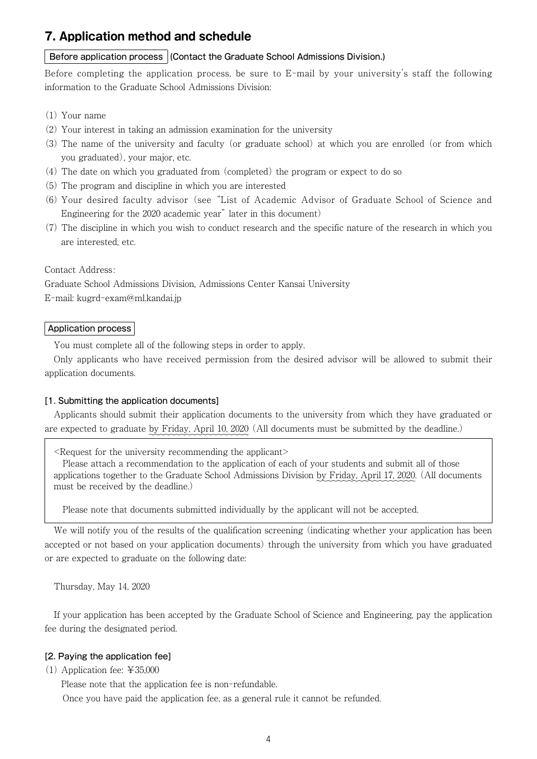## 7. Application method and schedule

**Before application process** **(Contact the Graduate School Admissions Division.)**

Before completing the application process, be sure to E-mail by your university's staff the following information to the Graduate School Admissions Division:

(1) Your name
(2) Your interest in taking an admission examination for the university
(3) The name of the university and faculty (or graduate school) at which you are enrolled (or from which you graduated), your major, etc.
(4) The date on which you graduated from (completed) the program or expect to do so
(5) The program and discipline in which you are interested
(6) Your desired faculty advisor (see "List of Academic Advisor of Graduate School of Science and Engineering for the 2020 academic year" later in this document)
(7) The discipline in which you wish to conduct research and the specific nature of the research in which you are interested, etc.

Contact Address:
Graduate School Admissions Division, Admissions Center Kansai University
E-mail: kugrd-exam@ml.kandai.jp

**Application process**

You must complete all of the following steps in order to apply.

Only applicants who have received permission from the desired advisor will be allowed to submit their application documents.

### [1. Submitting the application documents]

Applicants should submit their application documents to the university from which they have graduated or are expected to graduate by Friday, April 10, 2020 (All documents must be submitted by the deadline.)

> <Request for the university recommending the applicant>
> Please attach a recommendation to the application of each of your students and submit all of those applications together to the Graduate School Admissions Division by Friday, April 17, 2020. (All documents must be received by the deadline.)
>
> Please note that documents submitted individually by the applicant will not be accepted.

We will notify you of the results of the qualification screening (indicating whether your application has been accepted or not based on your application documents) through the university from which you have graduated or are expected to graduate on the following date:

Thursday, May 14, 2020

If your application has been accepted by the Graduate School of Science and Engineering, pay the application fee during the designated period.

### [2. Paying the application fee]

(1) Application fee: ¥35,000
Please note that the application fee is non-refundable.
Once you have paid the application fee, as a general rule it cannot be refunded.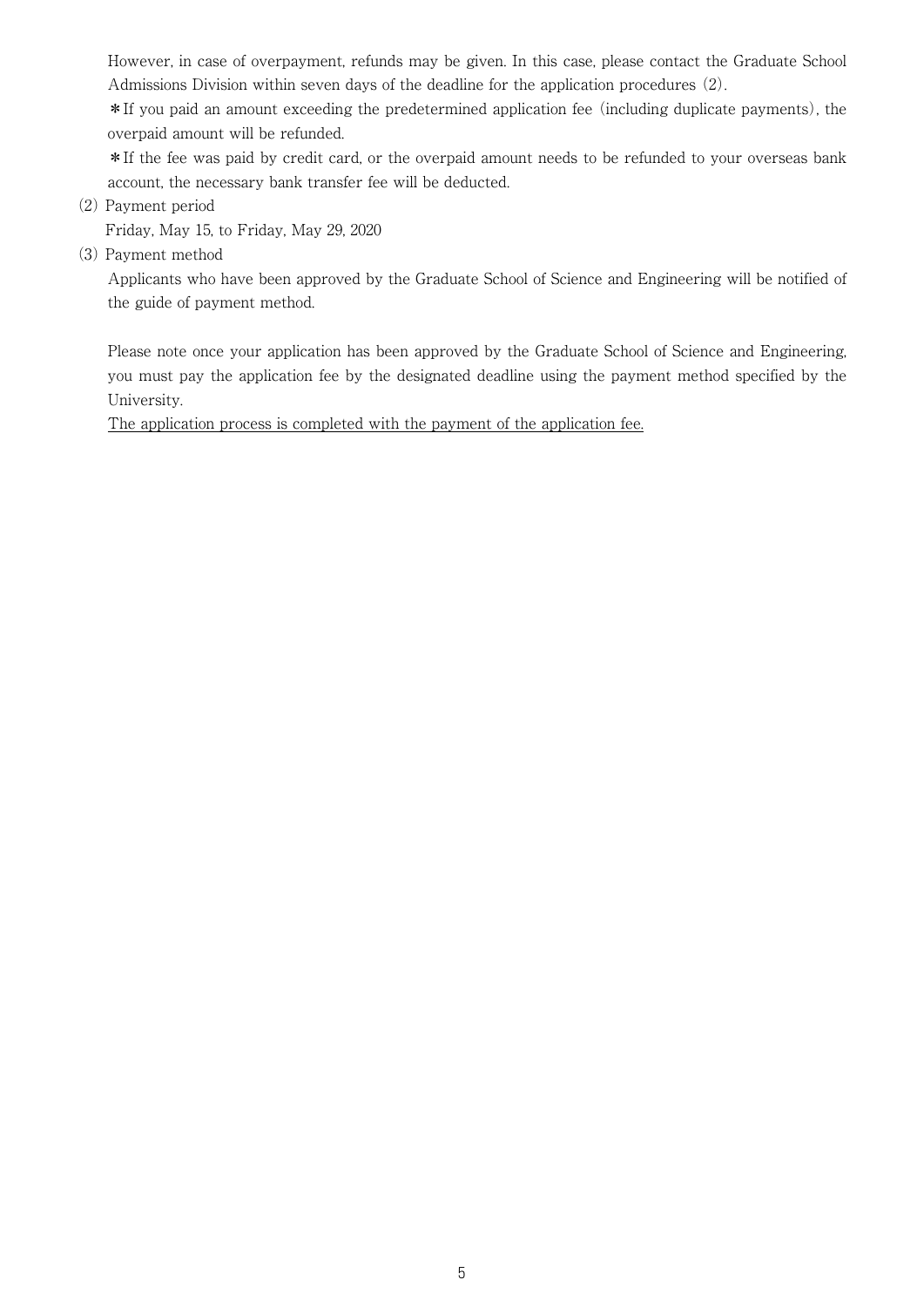However, in case of overpayment, refunds may be given. In this case, please contact the Graduate School Admissions Division within seven days of the deadline for the application procedures (2).

＊If you paid an amount exceeding the predetermined application fee (including duplicate payments), the overpaid amount will be refunded.

＊If the fee was paid by credit card, or the overpaid amount needs to be refunded to your overseas bank account, the necessary bank transfer fee will be deducted.

(2) Payment period

Friday, May 15, to Friday, May 29, 2020

(3) Payment method

Applicants who have been approved by the Graduate School of Science and Engineering will be notified of the guide of payment method.

Please note once your application has been approved by the Graduate School of Science and Engineering, you must pay the application fee by the designated deadline using the payment method specified by the University.

<u>The application process is completed with the payment of the application fee.</u>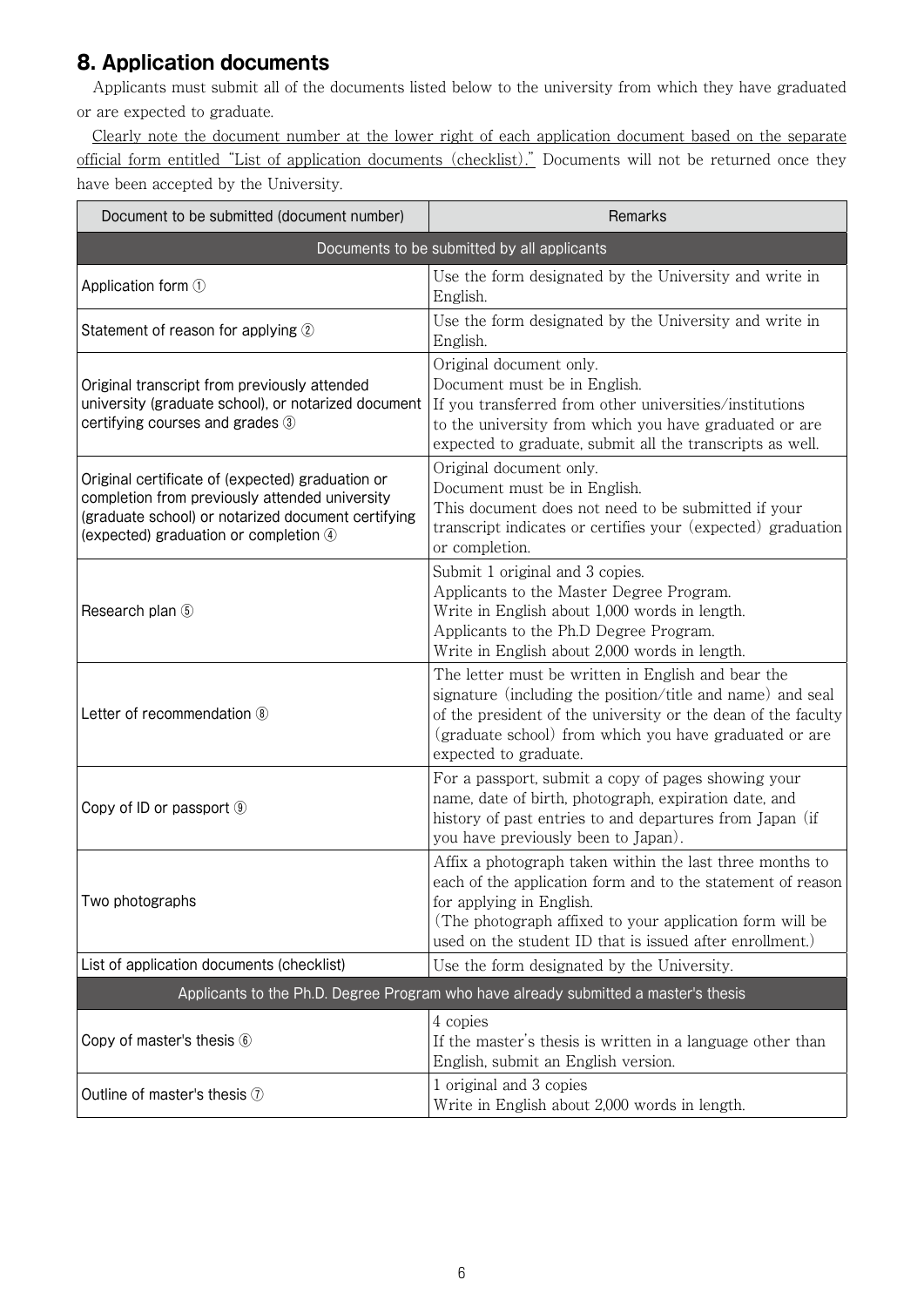## 8. Application documents

Applicants must submit all of the documents listed below to the university from which they have graduated or are expected to graduate.

Clearly note the document number at the lower right of each application document based on the separate official form entitled "List of application documents (checklist)." Documents will not be returned once they have been accepted by the University.

| Document to be submitted (document number) | Remarks |
|---|---|
| **Documents to be submitted by all applicants** | |
| Application form ① | Use the form designated by the University and write in English. |
| Statement of reason for applying ② | Use the form designated by the University and write in English. |
| Original transcript from previously attended university (graduate school), or notarized document certifying courses and grades ③ | Original document only.<br>Document must be in English.<br>If you transferred from other universities/institutions to the university from which you have graduated or are expected to graduate, submit all the transcripts as well. |
| Original certificate of (expected) graduation or completion from previously attended university (graduate school) or notarized document certifying (expected) graduation or completion ④ | Original document only.<br>Document must be in English.<br>This document does not need to be submitted if your transcript indicates or certifies your (expected) graduation or completion. |
| Research plan ⑤ | Submit 1 original and 3 copies.<br>Applicants to the Master Degree Program.<br>Write in English about 1,000 words in length.<br>Applicants to the Ph.D Degree Program.<br>Write in English about 2,000 words in length. |
| Letter of recommendation ⑧ | The letter must be written in English and bear the signature (including the position/title and name) and seal of the president of the university or the dean of the faculty (graduate school) from which you have graduated or are expected to graduate. |
| Copy of ID or passport ⑨ | For a passport, submit a copy of pages showing your name, date of birth, photograph, expiration date, and history of past entries to and departures from Japan (if you have previously been to Japan). |
| Two photographs | Affix a photograph taken within the last three months to each of the application form and to the statement of reason for applying in English.<br>(The photograph affixed to your application form will be used on the student ID that is issued after enrollment.) |
| List of application documents (checklist) | Use the form designated by the University. |
| **Applicants to the Ph.D. Degree Program who have already submitted a master's thesis** | |
| Copy of master's thesis ⑥ | 4 copies<br>If the master's thesis is written in a language other than English, submit an English version. |
| Outline of master's thesis ⑦ | 1 original and 3 copies<br>Write in English about 2,000 words in length. |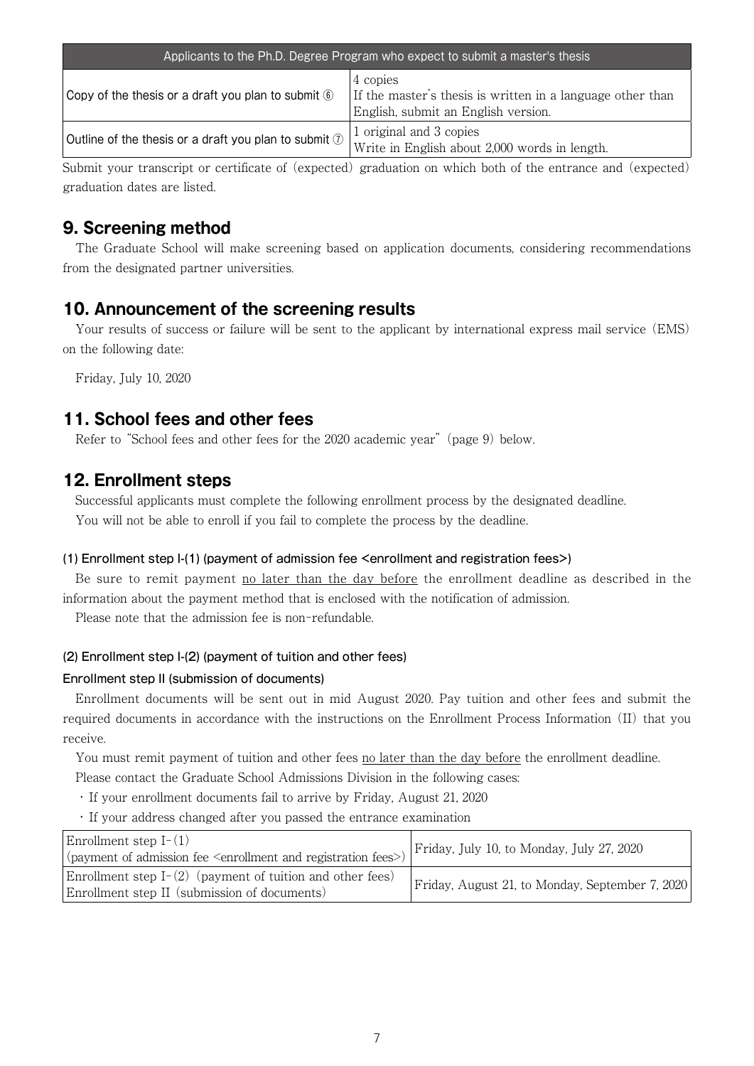| Applicants to the Ph.D. Degree Program who expect to submit a master's thesis | |
|---|---|
| Copy of the thesis or a draft you plan to submit ⑥ | 4 copies<br>If the master's thesis is written in a language other than English, submit an English version. |
| Outline of the thesis or a draft you plan to submit ⑦ | 1 original and 3 copies<br>Write in English about 2,000 words in length. |

Submit your transcript or certificate of (expected) graduation on which both of the entrance and (expected) graduation dates are listed.

## 9. Screening method

The Graduate School will make screening based on application documents, considering recommendations from the designated partner universities.

## 10. Announcement of the screening results

Your results of success or failure will be sent to the applicant by international express mail service (EMS) on the following date:

Friday, July 10, 2020

## 11. School fees and other fees

Refer to "School fees and other fees for the 2020 academic year" (page 9) below.

## 12. Enrollment steps

Successful applicants must complete the following enrollment process by the designated deadline.

You will not be able to enroll if you fail to complete the process by the deadline.

#### (1) Enrollment step I-(1) (payment of admission fee <enrollment and registration fees>)

Be sure to remit payment no later than the day before the enrollment deadline as described in the information about the payment method that is enclosed with the notification of admission.

Please note that the admission fee is non-refundable.

#### (2) Enrollment step I-(2) (payment of tuition and other fees)

#### Enrollment step II (submission of documents)

Enrollment documents will be sent out in mid August 2020. Pay tuition and other fees and submit the required documents in accordance with the instructions on the Enrollment Process Information (II) that you receive.

You must remit payment of tuition and other fees no later than the day before the enrollment deadline.

Please contact the Graduate School Admissions Division in the following cases:

- If your enrollment documents fail to arrive by Friday, August 21, 2020
- If your address changed after you passed the entrance examination

| Step | Period |
|---|---|
| Enrollment step I-(1)<br>(payment of admission fee <enrollment and registration fees>) | Friday, July 10, to Monday, July 27, 2020 |
| Enrollment step I-(2) (payment of tuition and other fees)<br>Enrollment step II (submission of documents) | Friday, August 21, to Monday, September 7, 2020 |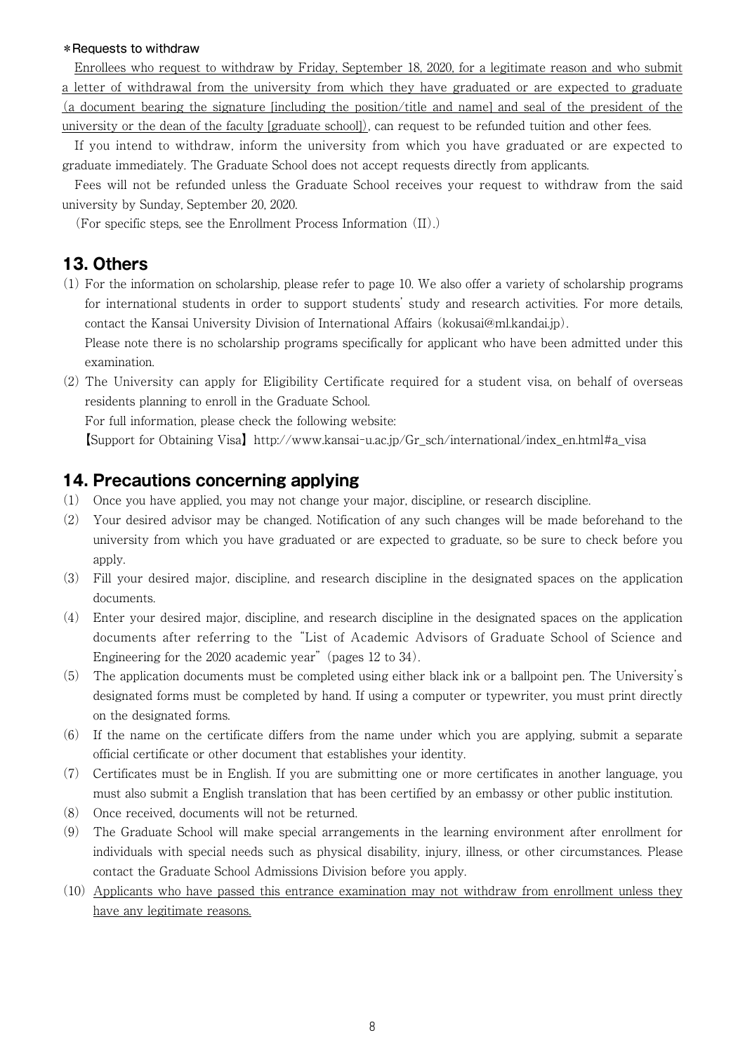＊Requests to withdraw

Enrollees who request to withdraw by Friday, September 18, 2020, for a legitimate reason and who submit a letter of withdrawal from the university from which they have graduated or are expected to graduate (a document bearing the signature [including the position/title and name] and seal of the president of the university or the dean of the faculty [graduate school]), can request to be refunded tuition and other fees.

If you intend to withdraw, inform the university from which you have graduated or are expected to graduate immediately. The Graduate School does not accept requests directly from applicants.

Fees will not be refunded unless the Graduate School receives your request to withdraw from the said university by Sunday, September 20, 2020.

(For specific steps, see the Enrollment Process Information (II).)

## 13. Others

(1) For the information on scholarship, please refer to page 10. We also offer a variety of scholarship programs for international students in order to support students' study and research activities. For more details, contact the Kansai University Division of International Affairs (kokusai@ml.kandai.jp).
Please note there is no scholarship programs specifically for applicant who have been admitted under this examination.

(2) The University can apply for Eligibility Certificate required for a student visa, on behalf of overseas residents planning to enroll in the Graduate School.
For full information, please check the following website:
【Support for Obtaining Visa】http://www.kansai-u.ac.jp/Gr_sch/international/index_en.html#a_visa

## 14. Precautions concerning applying

(1) Once you have applied, you may not change your major, discipline, or research discipline.

(2) Your desired advisor may be changed. Notification of any such changes will be made beforehand to the university from which you have graduated or are expected to graduate, so be sure to check before you apply.

(3) Fill your desired major, discipline, and research discipline in the designated spaces on the application documents.

(4) Enter your desired major, discipline, and research discipline in the designated spaces on the application documents after referring to the "List of Academic Advisors of Graduate School of Science and Engineering for the 2020 academic year" (pages 12 to 34).

(5) The application documents must be completed using either black ink or a ballpoint pen. The University's designated forms must be completed by hand. If using a computer or typewriter, you must print directly on the designated forms.

(6) If the name on the certificate differs from the name under which you are applying, submit a separate official certificate or other document that establishes your identity.

(7) Certificates must be in English. If you are submitting one or more certificates in another language, you must also submit a English translation that has been certified by an embassy or other public institution.

(8) Once received, documents will not be returned.

(9) The Graduate School will make special arrangements in the learning environment after enrollment for individuals with special needs such as physical disability, injury, illness, or other circumstances. Please contact the Graduate School Admissions Division before you apply.

(10) Applicants who have passed this entrance examination may not withdraw from enrollment unless they have any legitimate reasons.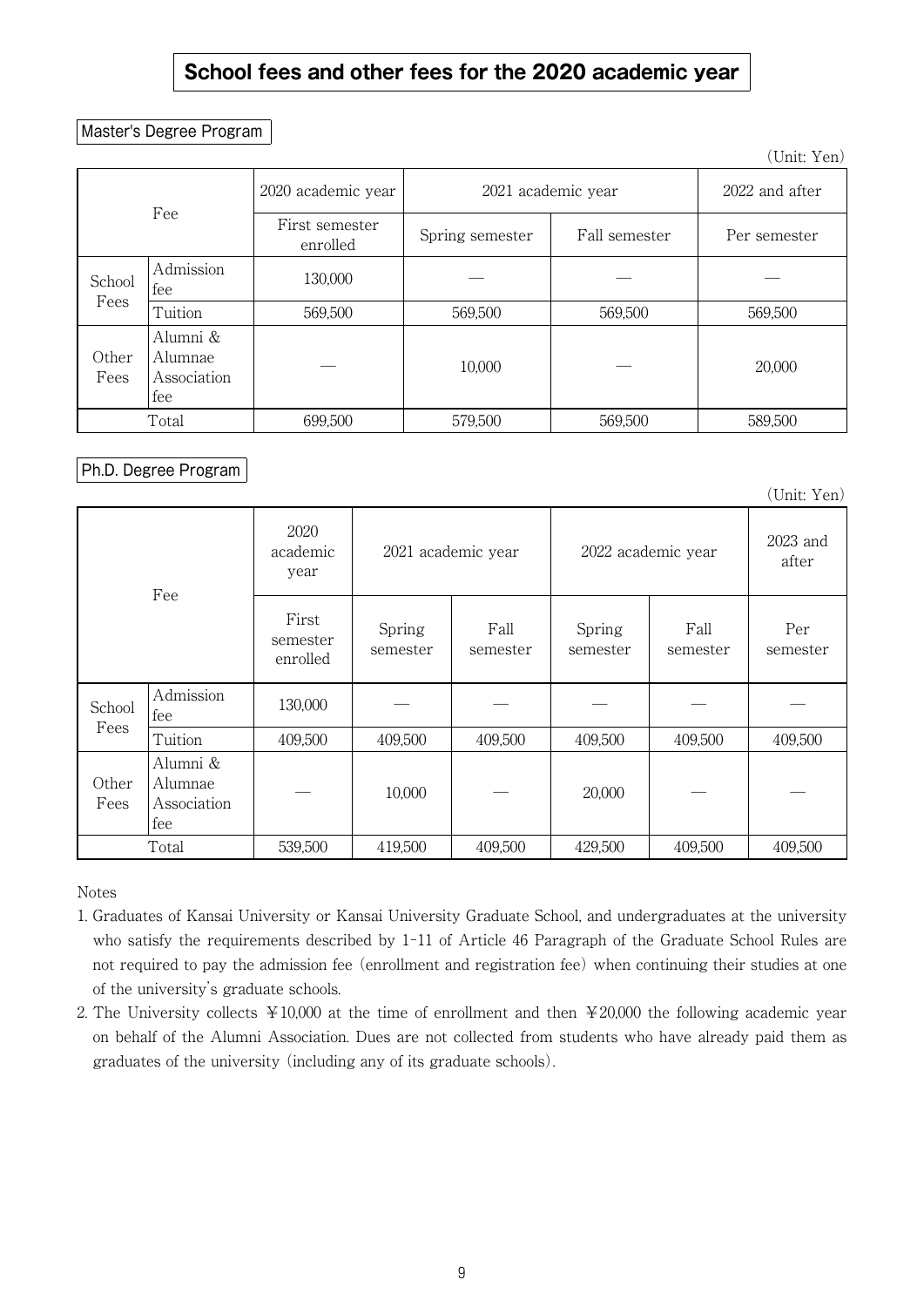# School fees and other fees for the 2020 academic year

## Master's Degree Program

(Unit: Yen)

| Fee | | 2020 academic year | 2021 academic year | | 2022 and after |
|---|---|---|---|---|---|
| | | First semester enrolled | Spring semester | Fall semester | Per semester |
| School Fees | Admission fee | 130,000 | — | — | — |
| | Tuition | 569,500 | 569,500 | 569,500 | 569,500 |
| Other Fees | Alumni & Alumnae Association fee | — | 10,000 | — | 20,000 |
| Total | | 699,500 | 579,500 | 569,500 | 589,500 |

## Ph.D. Degree Program

(Unit: Yen)

| Fee | | 2020 academic year | 2021 academic year | | 2022 academic year | | 2023 and after |
|---|---|---|---|---|---|---|---|
| | | First semester enrolled | Spring semester | Fall semester | Spring semester | Fall semester | Per semester |
| School Fees | Admission fee | 130,000 | — | — | — | — | — |
| | Tuition | 409,500 | 409,500 | 409,500 | 409,500 | 409,500 | 409,500 |
| Other Fees | Alumni & Alumnae Association fee | — | 10,000 | — | 20,000 | — | — |
| Total | | 539,500 | 419,500 | 409,500 | 429,500 | 409,500 | 409,500 |

Notes

1. Graduates of Kansai University or Kansai University Graduate School, and undergraduates at the university who satisfy the requirements described by 1-11 of Article 46 Paragraph of the Graduate School Rules are not required to pay the admission fee (enrollment and registration fee) when continuing their studies at one of the university's graduate schools.
2. The University collects ¥10,000 at the time of enrollment and then ¥20,000 the following academic year on behalf of the Alumni Association. Dues are not collected from students who have already paid them as graduates of the university (including any of its graduate schools).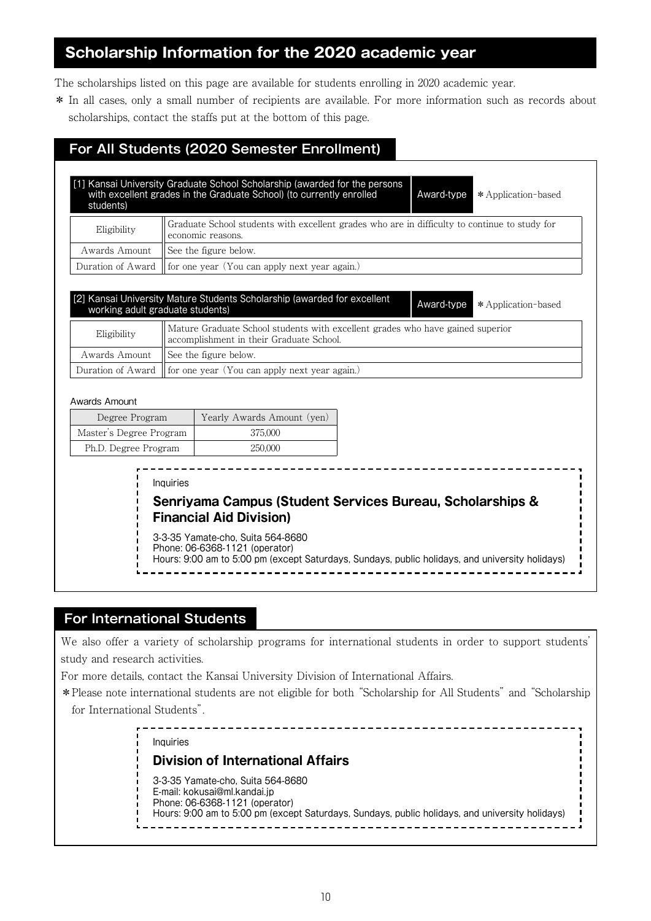# Scholarship Information for the 2020 academic year

The scholarships listed on this page are available for students enrolling in 2020 academic year.

* In all cases, only a small number of recipients are available. For more information such as records about scholarships, contact the staffs put at the bottom of this page.

## For All Students (2020 Semester Enrollment)

### [1] Kansai University Graduate School Scholarship (awarded for the persons with excellent grades in the Graduate School) (to currently enrolled students)

Award-type ＊Application-based

| | |
|---|---|
| Eligibility | Graduate School students with excellent grades who are in difficulty to continue to study for economic reasons. |
| Awards Amount | See the figure below. |
| Duration of Award | for one year (You can apply next year again.) |

### [2] Kansai University Mature Students Scholarship (awarded for excellent working adult graduate students)

Award-type ＊Application-based

| | |
|---|---|
| Eligibility | Mature Graduate School students with excellent grades who have gained superior accomplishment in their Graduate School. |
| Awards Amount | See the figure below. |
| Duration of Award | for one year (You can apply next year again.) |

Awards Amount

| Degree Program | Yearly Awards Amount (yen) |
|---|---|
| Master's Degree Program | 375,000 |
| Ph.D. Degree Program | 250,000 |

Inquiries

**Senriyama Campus (Student Services Bureau, Scholarships & Financial Aid Division)**

3-3-35 Yamate-cho, Suita 564-8680
Phone: 06-6368-1121 (operator)
Hours: 9:00 am to 5:00 pm (except Saturdays, Sundays, public holidays, and university holidays)

## For International Students

We also offer a variety of scholarship programs for international students in order to support students' study and research activities.

For more details, contact the Kansai University Division of International Affairs.

＊Please note international students are not eligible for both "Scholarship for All Students" and "Scholarship for International Students".

Inquiries

**Division of International Affairs**

3-3-35 Yamate-cho, Suita 564-8680
E-mail: kokusai@ml.kandai.jp
Phone: 06-6368-1121 (operator)
Hours: 9:00 am to 5:00 pm (except Saturdays, Sundays, public holidays, and university holidays)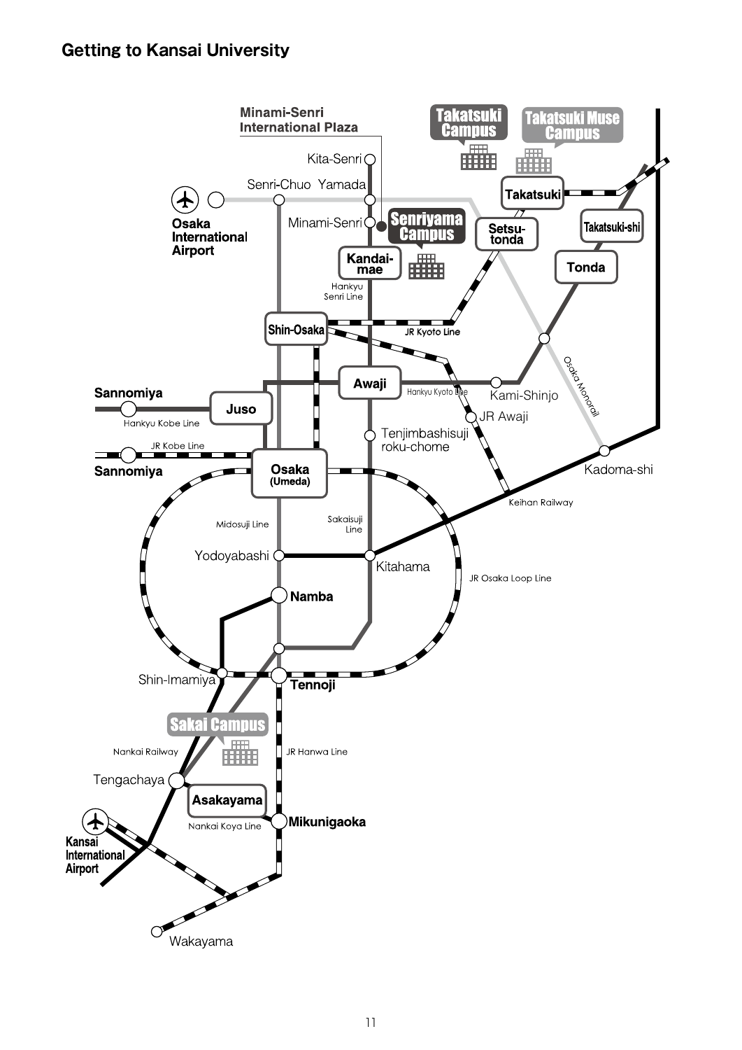## Getting to Kansai University

Minami-Senri International Plaza

Takatsuki Campus

Takatsuki Muse Campus

Kita-Senri

Senri-Chuo

Yamada

Takatsuki

Osaka International Airport

Minami-Senri

Senriyama Campus

Setsu-tonda

Takatsuki-shi

Kandai-mae

Tonda

Hankyu Senri Line

Shin-Osaka

JR Kyoto Line

Awaji

Osaka Monorail

Sannomiya

Juso

Hankyu Kyoto Line

Kami-Shinjo

Hankyu Kobe Line

JR Awaji

Tenjimbashisuji roku-chome

JR Kobe Line

Sannomiya

Osaka (Umeda)

Kadoma-shi

Keihan Railway

Midosuji Line

Sakaisuji Line

Yodoyabashi

Kitahama

JR Osaka Loop Line

Namba

Shin-Imamiya

Tennoji

Sakai Campus

Nankai Railway

JR Hanwa Line

Tengachaya

Asakayama

Nankai Koya Line

Mikunigaoka

Kansai International Airport

Wakayama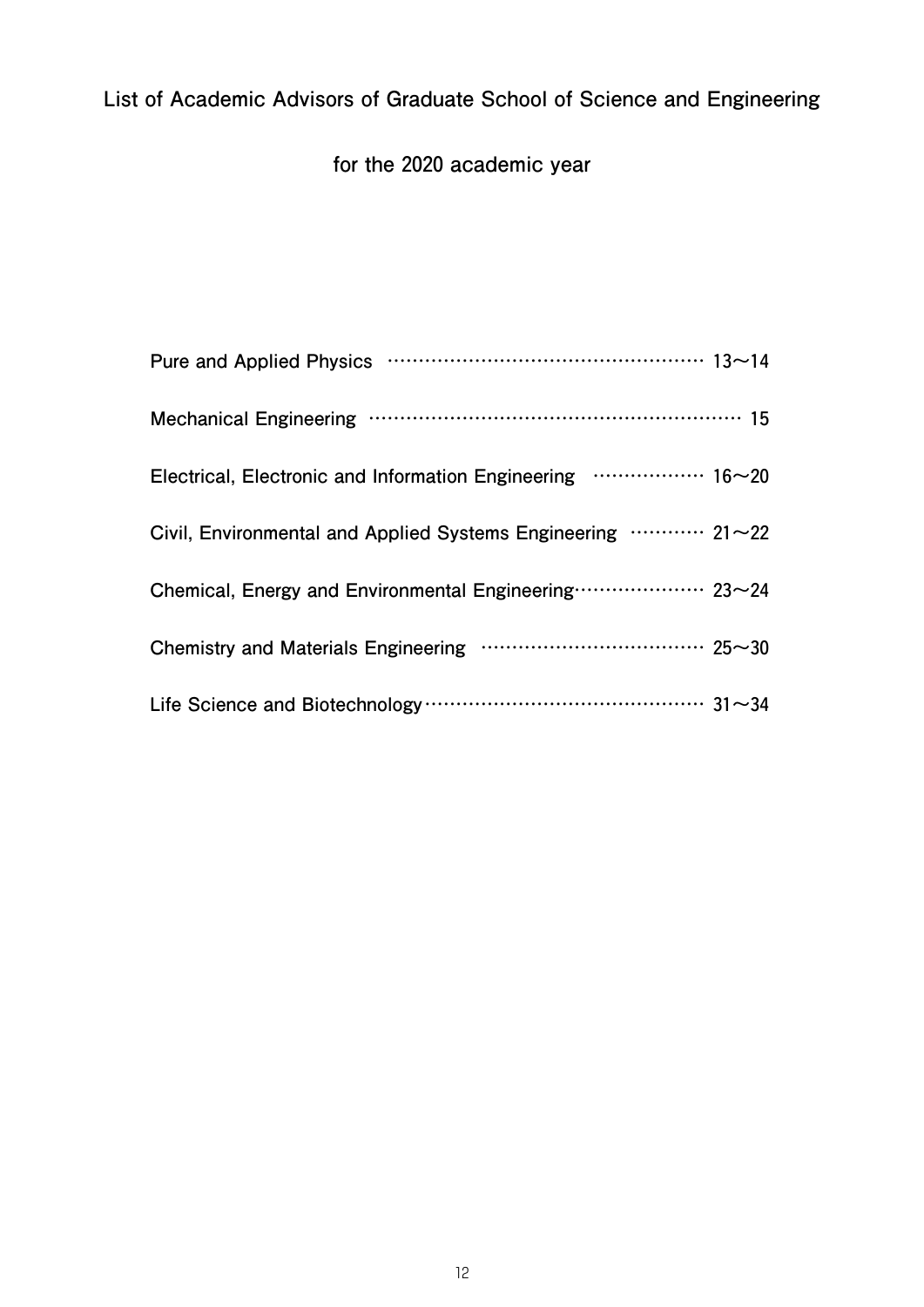# List of Academic Advisors of Graduate School of Science and Engineering

## for the 2020 academic year

Pure and Applied Physics ………………………………………………… 13～14

Mechanical Engineering ………………………………………………………… 15

Electrical, Electronic and Information Engineering ……………… 16～20

Civil, Environmental and Applied Systems Engineering ………… 21～22

Chemical, Energy and Environmental Engineering………………… 23～24

Chemistry and Materials Engineering ……………………………… 25～30

Life Science and Biotechnology……………………………………… 31～34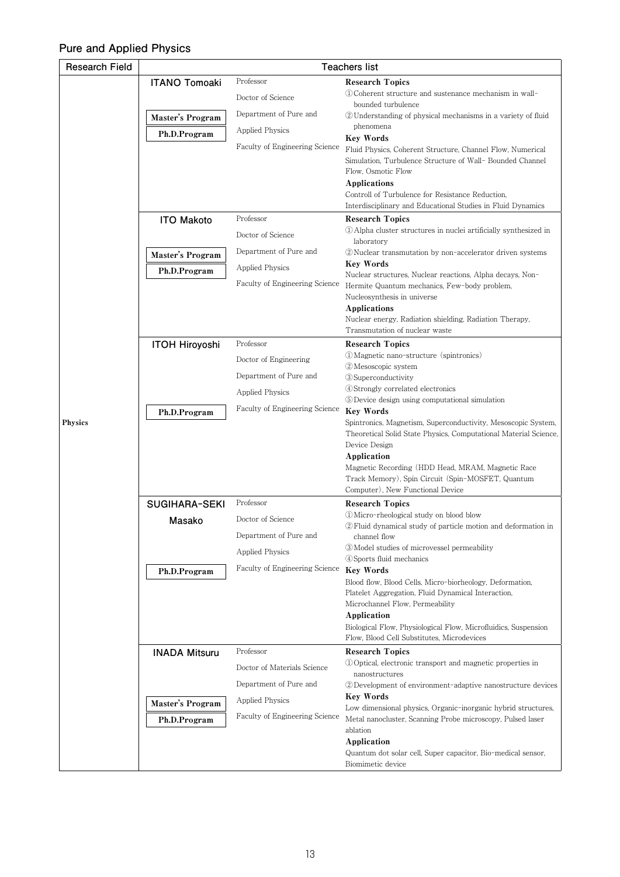## Pure and Applied Physics

| Research Field | Teachers list | | |
|---|---|---|---|
| Physics | **ITANO Tomoaki**<br><br>**Master's Program**<br>**Ph.D.Program** | Professor<br>Doctor of Science<br>Department of Pure and Applied Physics<br>Faculty of Engineering Science | **Research Topics**<br>①Coherent structure and sustenance mechanism in wall-bounded turbulence<br>②Understanding of physical mechanisms in a variety of fluid phenomena<br>**Key Words**<br>Fluid Physics, Coherent Structure, Channel Flow, Numerical Simulation, Turbulence Structure of Wall- Bounded Channel Flow, Osmotic Flow<br>**Applications**<br>Controll of Turbulence for Resistance Reduction, Interdisciplinary and Educational Studies in Fluid Dynamics |
| | **ITO Makoto**<br><br>**Master's Program**<br>**Ph.D.Program** | Professor<br>Doctor of Science<br>Department of Pure and Applied Physics<br>Faculty of Engineering Science | **Research Topics**<br>①Alpha cluster structures in nuclei artificially synthesized in laboratory<br>②Nuclear transmutation by non-accelerator driven systems<br>**Key Words**<br>Nuclear structures, Nuclear reactions, Alpha decays, Non-Hermite Quantum mechanics, Few-body problem, Nucleosynthesis in universe<br>**Applications**<br>Nuclear energy, Radiation shielding, Radiation Therapy, Transmutation of nuclear waste |
| | **ITOH Hiroyoshi**<br><br>**Ph.D.Program** | Professor<br>Doctor of Engineering<br>Department of Pure and Applied Physics<br>Faculty of Engineering Science | **Research Topics**<br>①Magnetic nano-structure (spintronics)<br>②Mesoscopic system<br>③Superconductivity<br>④Strongly correlated electronics<br>⑤Device design using computational simulation<br>**Key Words**<br>Spintronics, Magnetism, Superconductivity, Mesoscopic System, Theoretical Solid State Physics, Computational Material Science, Device Design<br>**Application**<br>Magnetic Recording (HDD Head, MRAM, Magnetic Race Track Memory), Spin Circuit (Spin-MOSFET, Quantum Computer), New Functional Device |
| | **SUGIHARA-SEKI Masako**<br><br>**Ph.D.Program** | Professor<br>Doctor of Science<br>Department of Pure and Applied Physics<br>Faculty of Engineering Science | **Research Topics**<br>①Micro-rheological study on blood blow<br>②Fluid dynamical study of particle motion and deformation in channel flow<br>③Model studies of microvessel permeability<br>④Sports fluid mechanics<br>**Key Words**<br>Blood flow, Blood Cells, Micro-biorheology, Deformation, Platelet Aggregation, Fluid Dynamical Interaction, Microchannel Flow, Permeability<br>**Application**<br>Biological Flow, Physiological Flow, Microfluidics, Suspension Flow, Blood Cell Substitutes, Microdevices |
| | **INADA Mitsuru**<br><br>**Master's Program**<br>**Ph.D.Program** | Professor<br>Doctor of Materials Science<br>Department of Pure and Applied Physics<br>Faculty of Engineering Science | **Research Topics**<br>①Optical, electronic transport and magnetic properties in nanostructures<br>②Development of environment-adaptive nanostructure devices<br>**Key Words**<br>Low dimensional physics, Organic-inorganic hybrid structures, Metal nanocluster, Scanning Probe microscopy, Pulsed laser ablation<br>**Application**<br>Quantum dot solar cell, Super capacitor, Bio-medical sensor, Biomimetic device |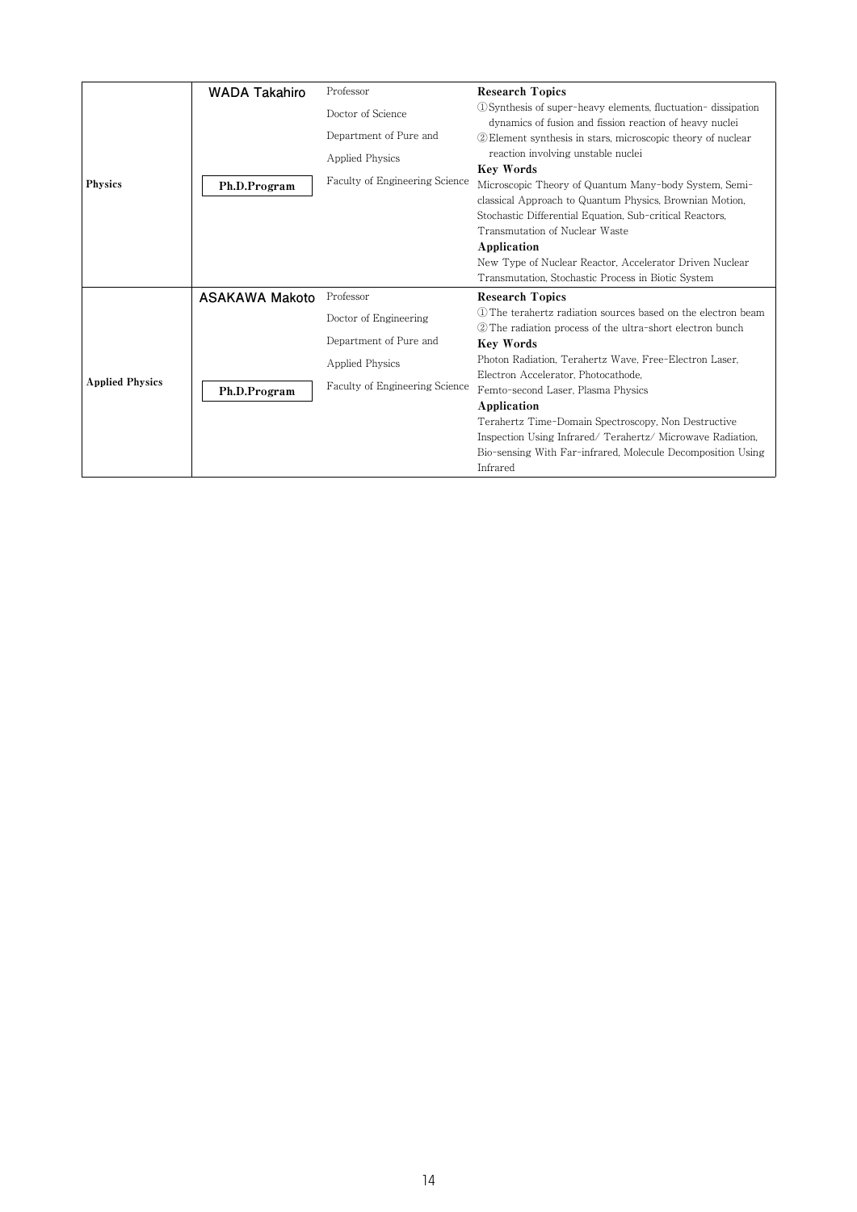| Field | Name / Program | Position / Affiliation | Details |
|---|---|---|---|
| **Physics** | **WADA Takahiro**<br>**Ph.D.Program** | Professor<br>Doctor of Science<br>Department of Pure and Applied Physics<br>Faculty of Engineering Science | **Research Topics**<br>①Synthesis of super-heavy elements, fluctuation- dissipation dynamics of fusion and fission reaction of heavy nuclei<br>②Element synthesis in stars, microscopic theory of nuclear reaction involving unstable nuclei<br>**Key Words**<br>Microscopic Theory of Quantum Many-body System, Semi-classical Approach to Quantum Physics, Brownian Motion, Stochastic Differential Equation, Sub-critical Reactors, Transmutation of Nuclear Waste<br>**Application**<br>New Type of Nuclear Reactor, Accelerator Driven Nuclear Transmutation, Stochastic Process in Biotic System |
| **Applied Physics** | **ASAKAWA Makoto**<br>**Ph.D.Program** | Professor<br>Doctor of Engineering<br>Department of Pure and Applied Physics<br>Faculty of Engineering Science | **Research Topics**<br>①The terahertz radiation sources based on the electron beam<br>②The radiation process of the ultra-short electron bunch<br>**Key Words**<br>Photon Radiation, Terahertz Wave, Free-Electron Laser, Electron Accelerator, Photocathode, Femto-second Laser, Plasma Physics<br>**Application**<br>Terahertz Time-Domain Spectroscopy, Non Destructive Inspection Using Infrared/ Terahertz/ Microwave Radiation, Bio-sensing With Far-infrared, Molecule Decomposition Using Infrared |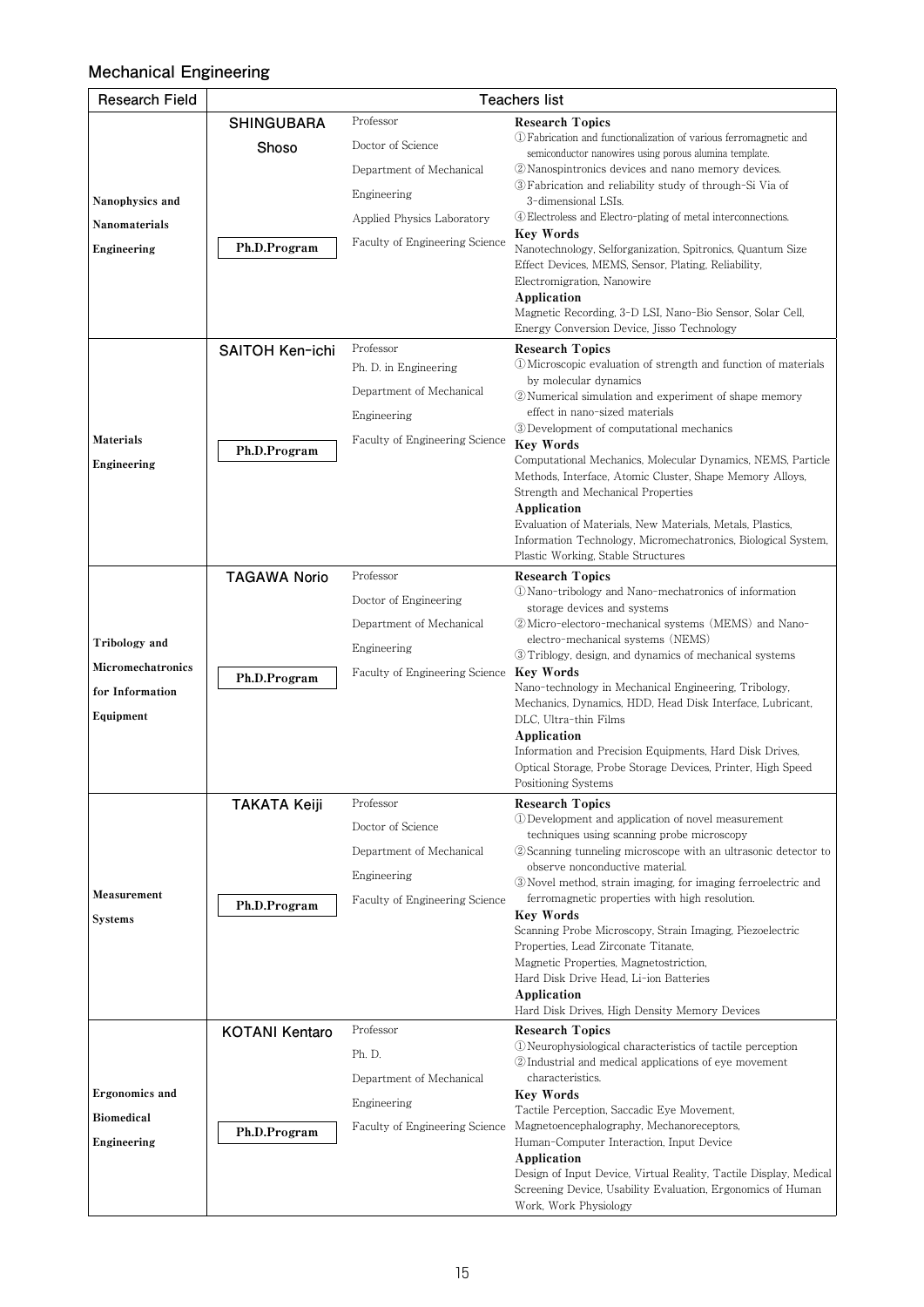## Mechanical Engineering

| Research Field | Teachers list | | |
|---|---|---|---|
| Nanophysics and Nanomaterials Engineering | **SHINGUBARA Shoso**<br><br>Ph.D.Program | Professor<br>Doctor of Science<br>Department of Mechanical Engineering<br>Applied Physics Laboratory<br>Faculty of Engineering Science | **Research Topics**<br>① Fabrication and functionalization of various ferromagnetic and semiconductor nanowires using porous alumina template.<br>② Nanospintronics devices and nano memory devices.<br>③ Fabrication and reliability study of through-Si Via of 3-dimensional LSIs.<br>④ Electroless and Electro-plating of metal interconnections.<br>**Key Words**<br>Nanotechnology, Selforganization, Spitronics, Quantum Size Effect Devices, MEMS, Sensor, Plating, Reliability, Electromigration, Nanowire<br>**Application**<br>Magnetic Recording, 3-D LSI, Nano-Bio Sensor, Solar Cell, Energy Conversion Device, Jisso Technology |
| Materials Engineering | **SAITOH Ken-ichi**<br><br>Ph.D.Program | Professor<br>Ph. D. in Engineering<br>Department of Mechanical Engineering<br>Faculty of Engineering Science | **Research Topics**<br>① Microscopic evaluation of strength and function of materials by molecular dynamics<br>② Numerical simulation and experiment of shape memory effect in nano-sized materials<br>③ Development of computational mechanics<br>**Key Words**<br>Computational Mechanics, Molecular Dynamics, NEMS, Particle Methods, Interface, Atomic Cluster, Shape Memory Alloys, Strength and Mechanical Properties<br>**Application**<br>Evaluation of Materials, New Materials, Metals, Plastics, Information Technology, Micromechatronics, Biological System, Plastic Working, Stable Structures |
| Tribology and Micromechatronics for Information Equipment | **TAGAWA Norio**<br><br>Ph.D.Program | Professor<br>Doctor of Engineering<br>Department of Mechanical Engineering<br>Faculty of Engineering Science | **Research Topics**<br>① Nano-tribology and Nano-mechatronics of information storage devices and systems<br>② Micro-electoro-mechanical systems (MEMS) and Nano-electro-mechanical systems (NEMS)<br>③ Triblogy, design, and dynamics of mechanical systems<br>**Key Words**<br>Nano-technology in Mechanical Engineering, Tribology, Mechanics, Dynamics, HDD, Head Disk Interface, Lubricant, DLC, Ultra-thin Films<br>**Application**<br>Information and Precision Equipments, Hard Disk Drives, Optical Storage, Probe Storage Devices, Printer, High Speed Positioning Systems |
| Measurement Systems | **TAKATA Keiji**<br><br>Ph.D.Program | Professor<br>Doctor of Science<br>Department of Mechanical Engineering<br>Faculty of Engineering Science | **Research Topics**<br>① Development and application of novel measurement techniques using scanning probe microscopy<br>② Scanning tunneling microscope with an ultrasonic detector to observe nonconductive material.<br>③ Novel method, strain imaging, for imaging ferroelectric and ferromagnetic properties with high resolution.<br>**Key Words**<br>Scanning Probe Microscopy, Strain Imaging, Piezoelectric Properties, Lead Zirconate Titanate, Magnetic Properties, Magnetostriction, Hard Disk Drive Head, Li-ion Batteries<br>**Application**<br>Hard Disk Drives, High Density Memory Devices |
| Ergonomics and Biomedical Engineering | **KOTANI Kentaro**<br><br>Ph.D.Program | Professor<br>Ph. D.<br>Department of Mechanical Engineering<br>Faculty of Engineering Science | **Research Topics**<br>① Neurophysiological characteristics of tactile perception<br>② Industrial and medical applications of eye movement characteristics.<br>**Key Words**<br>Tactile Perception, Saccadic Eye Movement, Magnetoencephalography, Mechanoreceptors, Human-Computer Interaction, Input Device<br>**Application**<br>Design of Input Device, Virtual Reality, Tactile Display, Medical Screening Device, Usability Evaluation, Ergonomics of Human Work, Work Physiology |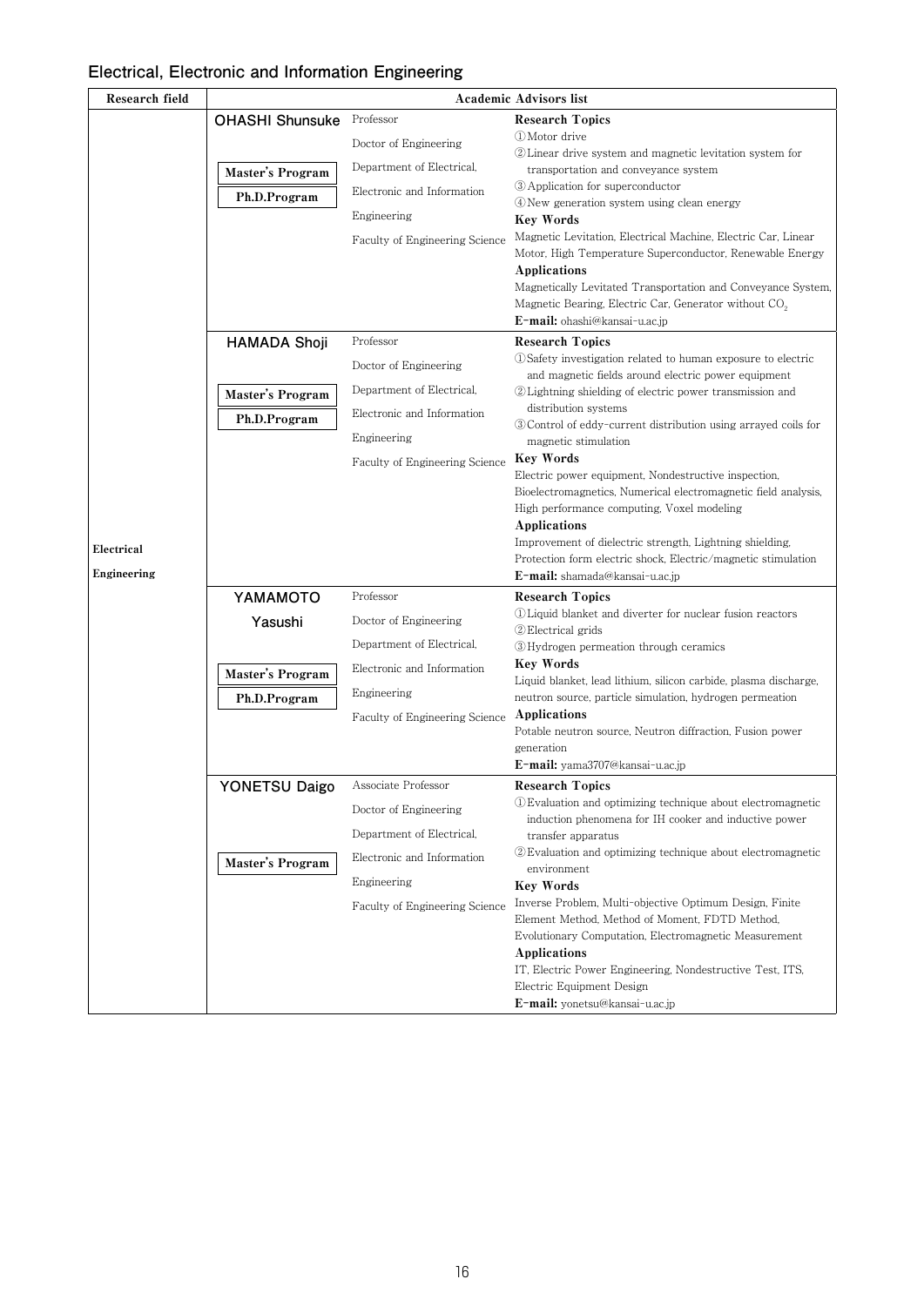## Electrical, Electronic and Information Engineering

| Research field | Academic Advisors list | | |
|---|---|---|---|
| Electrical Engineering | **OHASHI Shunsuke**<br><br>Master's Program<br>Ph.D.Program | Professor<br>Doctor of Engineering<br>Department of Electrical, Electronic and Information Engineering<br>Faculty of Engineering Science | **Research Topics**<br>①Motor drive<br>②Linear drive system and magnetic levitation system for transportation and conveyance system<br>③Application for superconductor<br>④New generation system using clean energy<br>**Key Words**<br>Magnetic Levitation, Electrical Machine, Electric Car, Linear Motor, High Temperature Superconductor, Renewable Energy<br>**Applications**<br>Magnetically Levitated Transportation and Conveyance System, Magnetic Bearing, Electric Car, Generator without $CO_2$<br>**E-mail:** ohashi@kansai-u.ac.jp |
| | **HAMADA Shoji**<br><br>Master's Program<br>Ph.D.Program | Professor<br>Doctor of Engineering<br>Department of Electrical, Electronic and Information Engineering<br>Faculty of Engineering Science | **Research Topics**<br>①Safety investigation related to human exposure to electric and magnetic fields around electric power equipment<br>②Lightning shielding of electric power transmission and distribution systems<br>③Control of eddy-current distribution using arrayed coils for magnetic stimulation<br>**Key Words**<br>Electric power equipment, Nondestructive inspection, Bioelectromagnetics, Numerical electromagnetic field analysis, High performance computing, Voxel modeling<br>**Applications**<br>Improvement of dielectric strength, Lightning shielding, Protection form electric shock, Electric/magnetic stimulation<br>**E-mail:** shamada@kansai-u.ac.jp |
| | **YAMAMOTO Yasushi**<br><br>Master's Program<br>Ph.D.Program | Professor<br>Doctor of Engineering<br>Department of Electrical, Electronic and Information Engineering<br>Faculty of Engineering Science | **Research Topics**<br>①Liquid blanket and diverter for nuclear fusion reactors<br>②Electrical grids<br>③Hydrogen permeation through ceramics<br>**Key Words**<br>Liquid blanket, lead lithium, silicon carbide, plasma discharge, neutron source, particle simulation, hydrogen permeation<br>**Applications**<br>Potable neutron source, Neutron diffraction, Fusion power generation<br>**E-mail:** yama3707@kansai-u.ac.jp |
| | **YONETSU Daigo**<br><br>Master's Program | Associate Professor<br>Doctor of Engineering<br>Department of Electrical, Electronic and Information Engineering<br>Faculty of Engineering Science | **Research Topics**<br>①Evaluation and optimizing technique about electromagnetic induction phenomena for IH cooker and inductive power transfer apparatus<br>②Evaluation and optimizing technique about electromagnetic environment<br>**Key Words**<br>Inverse Problem, Multi-objective Optimum Design, Finite Element Method, Method of Moment, FDTD Method, Evolutionary Computation, Electromagnetic Measurement<br>**Applications**<br>IT, Electric Power Engineering, Nondestructive Test, ITS, Electric Equipment Design<br>**E-mail:** yonetsu@kansai-u.ac.jp |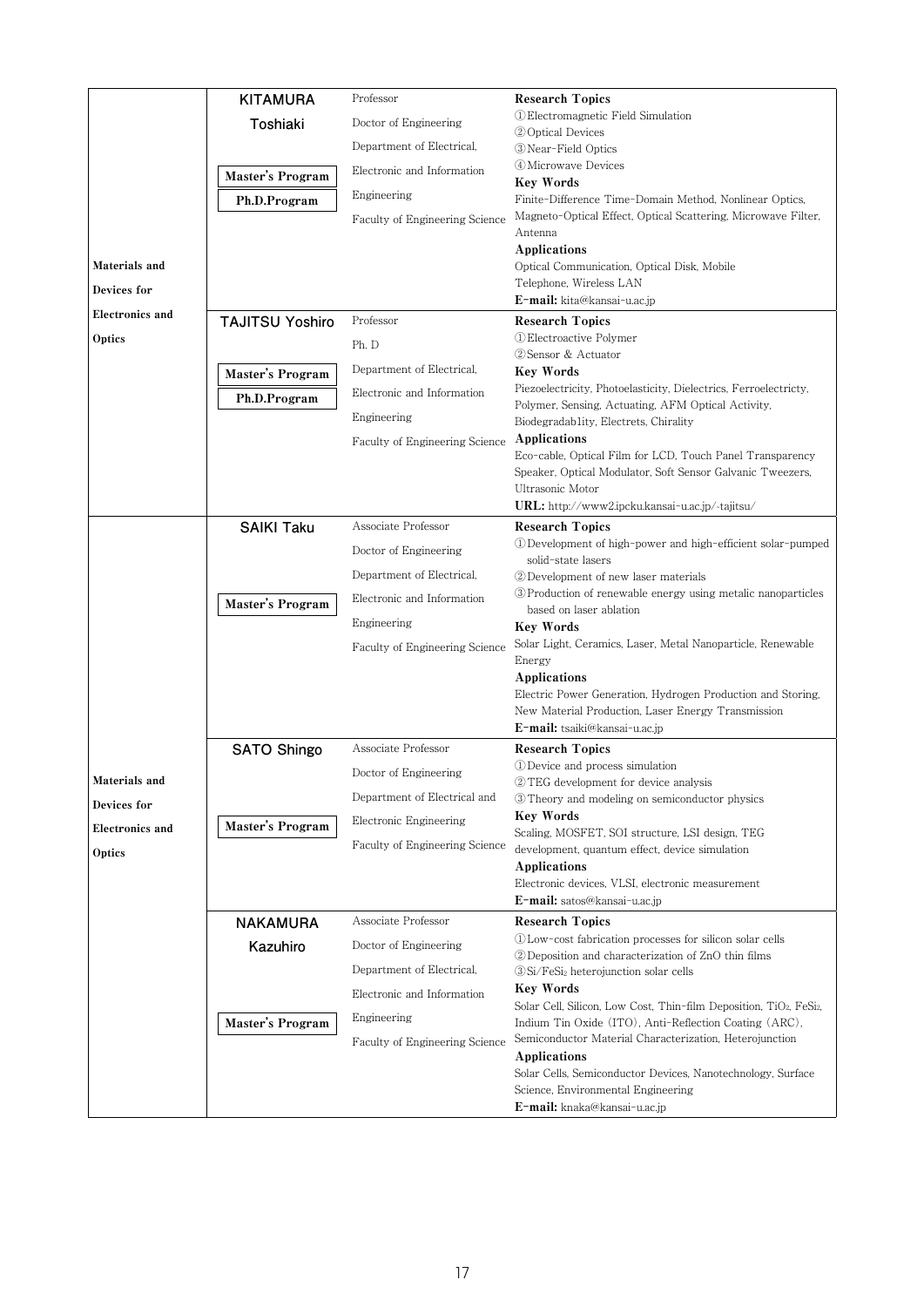| Field | Name / Program | Position / Affiliation | Details |
|---|---|---|---|
| Materials and Devices for Electronics and Optics | **KITAMURA Toshiaki**<br>Master's Program<br>Ph.D.Program | Professor<br>Doctor of Engineering<br>Department of Electrical, Electronic and Information Engineering<br>Faculty of Engineering Science | **Research Topics**<br>①Electromagnetic Field Simulation<br>②Optical Devices<br>③Near-Field Optics<br>④Microwave Devices<br>**Key Words**<br>Finite-Difference Time-Domain Method, Nonlinear Optics, Magneto-Optical Effect, Optical Scattering, Microwave Filter, Antenna<br>**Applications**<br>Optical Communication, Optical Disk, Mobile Telephone, Wireless LAN<br>**E-mail:** kita@kansai-u.ac.jp |
| | **TAJITSU Yoshiro**<br>Master's Program<br>Ph.D.Program | Professor<br>Ph. D<br>Department of Electrical, Electronic and Information Engineering<br>Faculty of Engineering Science | **Research Topics**<br>①Electroactive Polymer<br>②Sensor & Actuator<br>**Key Words**<br>Piezoelectricity, Photoelasticity, Dielectrics, Ferroelectricty, Polymer, Sensing, Actuating, AFM Optical Activity, Biodegradab1ity, Electrets, Chirality<br>**Applications**<br>Eco-cable, Optical Film for LCD, Touch Panel Transparency Speaker, Optical Modulator, Soft Sensor Galvanic Tweezers, Ultrasonic Motor<br>**URL:** http://www2.ipcku.kansai-u.ac.jp/-tajitsu/ |
| Materials and Devices for Electronics and Optics | **SAIKI Taku**<br>Master's Program | Associate Professor<br>Doctor of Engineering<br>Department of Electrical, Electronic and Information Engineering<br>Faculty of Engineering Science | **Research Topics**<br>①Development of high-power and high-efficient solar-pumped solid-state lasers<br>②Development of new laser materials<br>③Production of renewable energy using metalic nanoparticles based on laser ablation<br>**Key Words**<br>Solar Light, Ceramics, Laser, Metal Nanoparticle, Renewable Energy<br>**Applications**<br>Electric Power Generation, Hydrogen Production and Storing, New Material Production, Laser Energy Transmission<br>**E-mail:** tsaiki@kansai-u.ac.jp |
| | **SATO Shingo**<br>Master's Program | Associate Professor<br>Doctor of Engineering<br>Department of Electrical and Electronic Engineering<br>Faculty of Engineering Science | **Research Topics**<br>①Device and process simulation<br>②TEG development for device analysis<br>③Theory and modeling on semiconductor physics<br>**Key Words**<br>Scaling, MOSFET, SOI structure, LSI design, TEG development, quantum effect, device simulation<br>**Applications**<br>Electronic devices, VLSI, electronic measurement<br>**E-mail:** satos@kansai-u.ac.jp |
| | **NAKAMURA Kazuhiro**<br>Master's Program | Associate Professor<br>Doctor of Engineering<br>Department of Electrical, Electronic and Information Engineering<br>Faculty of Engineering Science | **Research Topics**<br>①Low-cost fabrication processes for silicon solar cells<br>②Deposition and characterization of ZnO thin films<br>③Si/$FeSi_2$ heterojunction solar cells<br>**Key Words**<br>Solar Cell, Silicon, Low Cost, Thin-film Deposition, $TiO_2$, $FeSi_2$, Indium Tin Oxide (ITO), Anti-Reflection Coating (ARC), Semiconductor Material Characterization, Heterojunction<br>**Applications**<br>Solar Cells, Semiconductor Devices, Nanotechnology, Surface Science, Environmental Engineering<br>**E-mail:** knaka@kansai-u.ac.jp |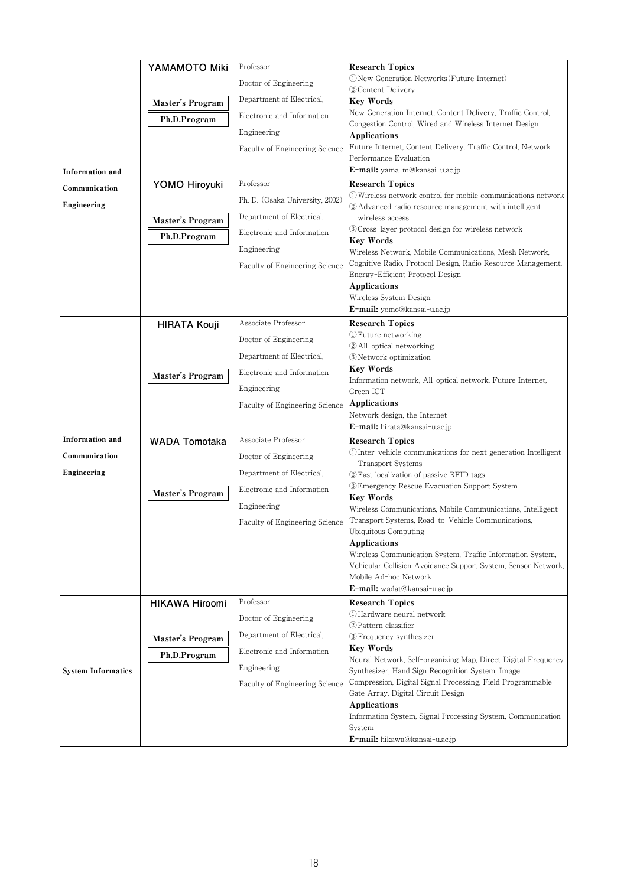| Field | Name / Program | Position / Affiliation | Research |
|---|---|---|---|
| Information and Communication Engineering | **YAMAMOTO Miki**<br>Master's Program<br>Ph.D.Program | Professor<br>Doctor of Engineering<br>Department of Electrical, Electronic and Information Engineering<br>Faculty of Engineering Science | **Research Topics**<br>①New Generation Networks (Future Internet)<br>②Content Delivery<br>**Key Words**<br>New Generation Internet, Content Delivery, Traffic Control, Congestion Control, Wired and Wireless Internet Design<br>**Applications**<br>Future Internet, Content Delivery, Traffic Control, Network Performance Evaluation<br>**E-mail:** yama-m@kansai-u.ac.jp |
| | **YOMO Hiroyuki**<br>Master's Program<br>Ph.D.Program | Professor<br>Ph. D. (Osaka University, 2002)<br>Department of Electrical, Electronic and Information Engineering<br>Faculty of Engineering Science | **Research Topics**<br>①Wireless network control for mobile communications network<br>②Advanced radio resource management with intelligent wireless access<br>③Cross-layer protocol design for wireless network<br>**Key Words**<br>Wireless Network, Mobile Communications, Mesh Network, Cognitive Radio, Protocol Design, Radio Resource Management, Energy-Efficient Protocol Design<br>**Applications**<br>Wireless System Design<br>**E-mail:** yomo@kansai-u.ac.jp |
| Information and Communication Engineering | **HIRATA Kouji**<br>Master's Program | Associate Professor<br>Doctor of Engineering<br>Department of Electrical, Electronic and Information Engineering<br>Faculty of Engineering Science | **Research Topics**<br>①Future networking<br>②All-optical networking<br>③Network optimization<br>**Key Words**<br>Information network, All-optical network, Future Internet, Green ICT<br>**Applications**<br>Network design, the Internet<br>**E-mail:** hirata@kansai-u.ac.jp |
| | **WADA Tomotaka**<br>Master's Program | Associate Professor<br>Doctor of Engineering<br>Department of Electrical, Electronic and Information Engineering<br>Faculty of Engineering Science | **Research Topics**<br>①Inter-vehicle communications for next generation Intelligent Transport Systems<br>②Fast localization of passive RFID tags<br>③Emergency Rescue Evacuation Support System<br>**Key Words**<br>Wireless Communications, Mobile Communications, Intelligent Transport Systems, Road-to-Vehicle Communications, Ubiquitous Computing<br>**Applications**<br>Wireless Communication System, Traffic Information System, Vehicular Collision Avoidance Support System, Sensor Network, Mobile Ad-hoc Network<br>**E-mail:** wadat@kansai-u.ac.jp |
| System Informatics | **HIKAWA Hiroomi**<br>Master's Program<br>Ph.D.Program | Professor<br>Doctor of Engineering<br>Department of Electrical, Electronic and Information Engineering<br>Faculty of Engineering Science | **Research Topics**<br>①Hardware neural network<br>②Pattern classifier<br>③Frequency synthesizer<br>**Key Words**<br>Neural Network, Self-organizing Map, Direct Digital Frequency Synthesizer, Hand Sign Recognition System, Image Compression, Digital Signal Processing, Field Programmable Gate Array, Digital Circuit Design<br>**Applications**<br>Information System, Signal Processing System, Communication System<br>**E-mail:** hikawa@kansai-u.ac.jp |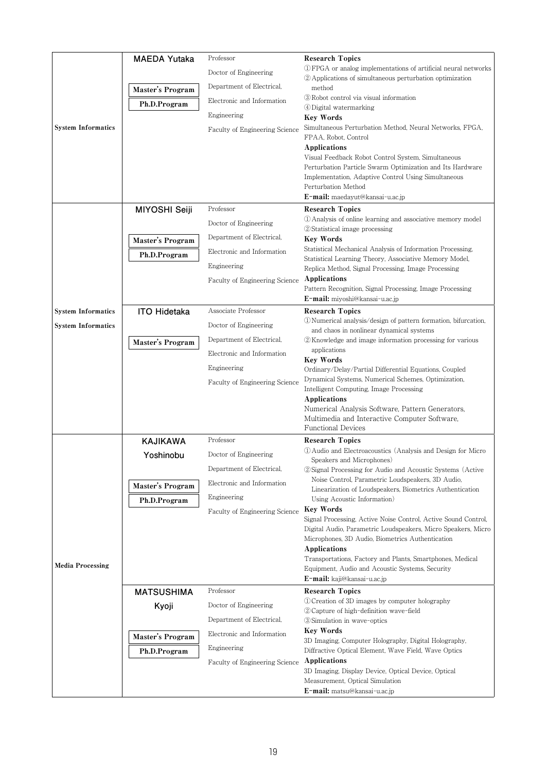| Field | Name / Program | Position | Details |
|---|---|---|---|
| System Informatics | **MAEDA Yutaka**<br>Master's Program<br>Ph.D.Program | Professor<br>Doctor of Engineering<br>Department of Electrical, Electronic and Information Engineering<br>Faculty of Engineering Science | **Research Topics**<br>①FPGA or analog implementations of artificial neural networks<br>②Applications of simultaneous perturbation optimization method<br>③Robot control via visual information<br>④Digital watermarking<br>**Key Words**<br>Simultaneous Perturbation Method, Neural Networks, FPGA, FPAA, Robot, Control<br>**Applications**<br>Visual Feedback Robot Control System, Simultaneous Perturbation Particle Swarm Optimization and Its Hardware Implementation, Adaptive Control Using Simultaneous Perturbation Method<br>**E-mail:** maedayut@kansai-u.ac.jp |
| | **MIYOSHI Seiji**<br>Master's Program<br>Ph.D.Program | Professor<br>Doctor of Engineering<br>Department of Electrical, Electronic and Information Engineering<br>Faculty of Engineering Science | **Research Topics**<br>①Analysis of online learning and associative memory model<br>②Statistical image processing<br>**Key Words**<br>Statistical Mechanical Analysis of Information Processing, Statistical Learning Theory, Associative Memory Model, Replica Method, Signal Processing, Image Processing<br>**Applications**<br>Pattern Recognition, Signal Processing, Image Processing<br>**E-mail:** miyoshi@kansai-u.ac.jp |
| System Informatics<br>System Informatics | **ITO Hidetaka**<br>Master's Program | Associate Professor<br>Doctor of Engineering<br>Department of Electrical, Electronic and Information Engineering<br>Faculty of Engineering Science | **Research Topics**<br>①Numerical analysis/design of pattern formation, bifurcation, and chaos in nonlinear dynamical systems<br>②Knowledge and image information processing for various applications<br>**Key Words**<br>Ordinary/Delay/Partial Differential Equations, Coupled Dynamical Systems, Numerical Schemes, Optimization, Intelligent Computing, Image Processing<br>**Applications**<br>Numerical Analysis Software, Pattern Generators, Multimedia and Interactive Computer Software, Functional Devices |
| Media Processing | **KAJIKAWA Yoshinobu**<br>Master's Program<br>Ph.D.Program | Professor<br>Doctor of Engineering<br>Department of Electrical, Electronic and Information Engineering<br>Faculty of Engineering Science | **Research Topics**<br>①Audio and Electroacoustics (Analysis and Design for Micro Speakers and Microphones)<br>②Signal Processing for Audio and Acoustic Systems (Active Noise Control, Parametric Loudspeakers, 3D Audio, Linearization of Loudspeakers, Biometrics Authentication Using Acoustic Information)<br>**Key Words**<br>Signal Processing, Active Noise Control, Active Sound Control, Digital Audio, Parametric Loudspeakers, Micro Speakers, Micro Microphones, 3D Audio, Biometrics Authentication<br>**Applications**<br>Transportations, Factory and Plants, Smartphones, Medical Equipment, Audio and Acoustic Systems, Security<br>**E-mail:** kaji@kansai-u.ac.jp |
| | **MATSUSHIMA Kyoji**<br>Master's Program<br>Ph.D.Program | Professor<br>Doctor of Engineering<br>Department of Electrical, Electronic and Information Engineering<br>Faculty of Engineering Science | **Research Topics**<br>①Creation of 3D images by computer holography<br>②Capture of high-definition wave-field<br>③Simulation in wave-optics<br>**Key Words**<br>3D Imaging, Computer Holography, Digital Holography, Diffractive Optical Element, Wave Field, Wave Optics<br>**Applications**<br>3D Imaging, Display Device, Optical Device, Optical Measurement, Optical Simulation<br>**E-mail:** matsu@kansai-u.ac.jp |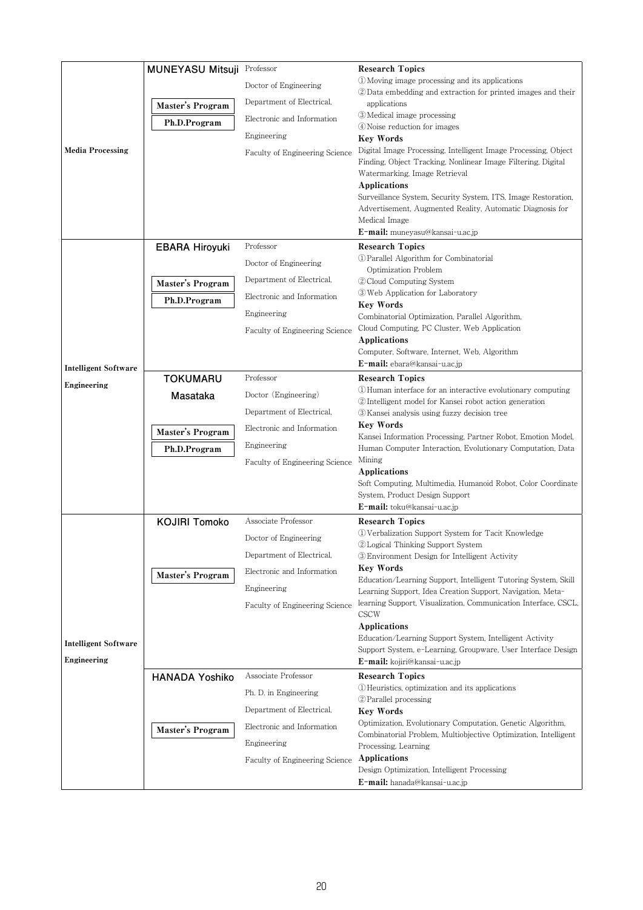| Field | Faculty Member | Position / Affiliation | Research Details |
| --- | --- | --- | --- |
| Media Processing | **MUNEYASU Mitsuji**<br>**Master's Program**<br>**Ph.D.Program** | Professor<br>Doctor of Engineering<br>Department of Electrical, Electronic and Information Engineering<br>Faculty of Engineering Science | **Research Topics**<br>①Moving image processing and its applications<br>②Data embedding and extraction for printed images and their applications<br>③Medical image processing<br>④Noise reduction for images<br>**Key Words**<br>Digital Image Processing, Intelligent Image Processing, Object Finding, Object Tracking, Nonlinear Image Filtering, Digital Watermarking, Image Retrieval<br>**Applications**<br>Surveillance System, Security System, ITS, Image Restoration, Advertisement, Augmented Reality, Automatic Diagnosis for Medical Image<br>**E-mail:** muneyasu@kansai-u.ac.jp |
| Intelligent Software Engineering | **EBARA Hiroyuki**<br>**Master's Program**<br>**Ph.D.Program** | Professor<br>Doctor of Engineering<br>Department of Electrical, Electronic and Information Engineering<br>Faculty of Engineering Science | **Research Topics**<br>①Parallel Algorithm for Combinatorial Optimization Problem<br>②Cloud Computing System<br>③Web Application for Laboratory<br>**Key Words**<br>Combinatorial Optimization, Parallel Algorithm, Cloud Computing, PC Cluster, Web Application<br>**Applications**<br>Computer, Software, Internet, Web, Algorithm<br>**E-mail:** ebara@kansai-u.ac.jp |
| Intelligent Software Engineering | **TOKUMARU Masataka**<br>**Master's Program**<br>**Ph.D.Program** | Professor<br>Doctor (Engineering)<br>Department of Electrical, Electronic and Information Engineering<br>Faculty of Engineering Science | **Research Topics**<br>①Human interface for an interactive evolutionary computing<br>②Intelligent model for Kansei robot action generation<br>③Kansei analysis using fuzzy decision tree<br>**Key Words**<br>Kansei Information Processing, Partner Robot, Emotion Model, Human Computer Interaction, Evolutionary Computation, Data Mining<br>**Applications**<br>Soft Computing, Multimedia, Humanoid Robot, Color Coordinate System, Product Design Support<br>**E-mail:** toku@kansai-u.ac.jp |
| Intelligent Software Engineering | **KOJIRI Tomoko**<br>**Master's Program** | Associate Professor<br>Doctor of Engineering<br>Department of Electrical, Electronic and Information Engineering<br>Faculty of Engineering Science | **Research Topics**<br>①Verbalization Support System for Tacit Knowledge<br>②Logical Thinking Support System<br>③Environment Design for Intelligent Activity<br>**Key Words**<br>Education/Learning Support, Intelligent Tutoring System, Skill Learning Support, Idea Creation Support, Navigation, Meta-learning Support, Visualization, Communication Interface, CSCL, CSCW<br>**Applications**<br>Education/Learning Support System, Intelligent Activity Support System, e-Learning, Groupware, User Interface Design<br>**E-mail:** kojiri@kansai-u.ac.jp |
| Intelligent Software Engineering | **HANADA Yoshiko**<br>**Master's Program** | Associate Professor<br>Ph. D. in Engineering<br>Department of Electrical, Electronic and Information Engineering<br>Faculty of Engineering Science | **Research Topics**<br>①Heuristics, optimization and its applications<br>②Parallel processing<br>**Key Words**<br>Optimization, Evolutionary Computation, Genetic Algorithm, Combinatorial Problem, Multiobjective Optimization, Intelligent Processing, Learning<br>**Applications**<br>Design Optimization, Intelligent Processing<br>**E-mail:** hanada@kansai-u.ac.jp |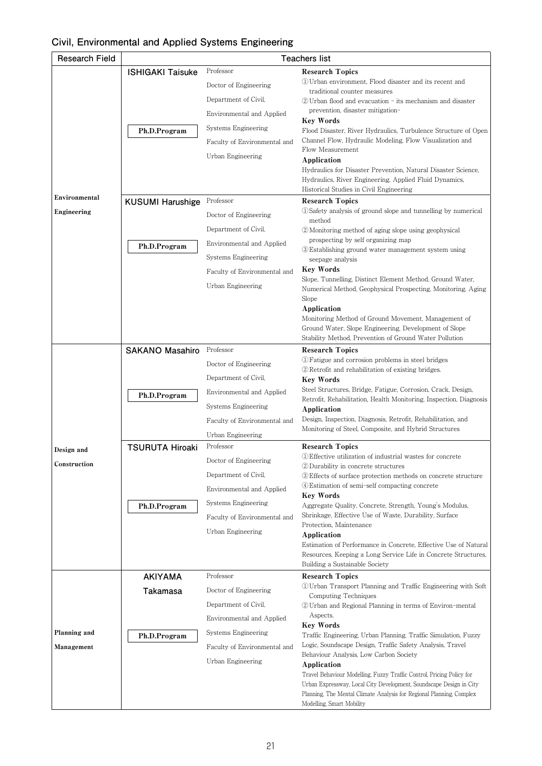## Civil, Environmental and Applied Systems Engineering

| Research Field | Teachers list | | |
|---|---|---|---|
| Environmental Engineering | **ISHIGAKI Taisuke**<br><br>**Ph.D.Program** | Professor<br>Doctor of Engineering<br>Department of Civil, Environmental and Applied Systems Engineering<br>Faculty of Environmental and Urban Engineering | **Research Topics**<br>①Urban environment, Flood disaster and its recent and traditional counter measures<br>②Urban flood and evacuation - its mechanism and disaster prevention, disaster mitigation-<br>**Key Words**<br>Flood Disaster, River Hydraulics, Turbulence Structure of Open Channel Flow, Hydraulic Modeling, Flow Visualization and Flow Measurement<br>**Application**<br>Hydraulics for Disaster Prevention, Natural Disaster Science, Hydraulics, River Engineering, Applied Fluid Dynamics, Historical Studies in Civil Engineering |
| | **KUSUMI Harushige**<br><br>**Ph.D.Program** | Professor<br>Doctor of Engineering<br>Department of Civil, Environmental and Applied Systems Engineering<br>Faculty of Environmental and Urban Engineering | **Research Topics**<br>①Safety analysis of ground slope and tunnelling by numerical method<br>②Monitoring method of aging slope using geophysical prospecting by self organizing map<br>③Establishing ground water management system using seepage analysis<br>**Key Words**<br>Slope, Tunnelling, Distinct Element Method, Ground Water, Numerical Method, Geophysical Prospecting, Monitoring, Aging Slope<br>**Application**<br>Monitoring Method of Ground Movement, Management of Ground Water, Slope Engineering, Development of Slope Stability Method, Prevention of Ground Water Pollution |
| Design and Construction | **SAKANO Masahiro**<br><br>**Ph.D.Program** | Professor<br>Doctor of Engineering<br>Department of Civil, Environmental and Applied Systems Engineering<br>Faculty of Environmental and Urban Engineering | **Research Topics**<br>①Fatigue and corrosion problems in steel bridges<br>②Retrofit and rehabilitation of existing bridges.<br>**Key Words**<br>Steel Structures, Bridge, Fatigue, Corrosion, Crack, Design, Retrofit, Rehabilitation, Health Monitoring, Inspection, Diagnosis<br>**Application**<br>Design, Inspection, Diagnosis, Retrofit, Rehabilitation, and Monitoring of Steel, Composite, and Hybrid Structures |
| | **TSURUTA Hiroaki**<br><br>**Ph.D.Program** | Professor<br>Doctor of Engineering<br>Department of Civil, Environmental and Applied Systems Engineering<br>Faculty of Environmental and Urban Engineering | **Research Topics**<br>①Effective utilization of industrial wastes for concrete<br>②Durability in concrete structures<br>③Effects of surface protection methods on concrete structure<br>④Estimation of semi-self compacting concrete<br>**Key Words**<br>Aggregate Quality, Concrete, Strength, Young's Modulus, Shrinkage, Effective Use of Waste, Durability, Surface Protection, Maintenance<br>**Application**<br>Estimation of Performance in Concrete, Effective Use of Natural Resources, Keeping a Long Service Life in Concrete Structures, Building a Sustainable Society |
| Planning and Management | **AKIYAMA Takamasa**<br><br>**Ph.D.Program** | Professor<br>Doctor of Engineering<br>Department of Civil, Environmental and Applied Systems Engineering<br>Faculty of Environmental and Urban Engineering | **Research Topics**<br>①Urban Transport Planning and Traffic Engineering with Soft Computing Techniques<br>②Urban and Regional Planning in terms of Environ-mental Aspects.<br>**Key Words**<br>Traffic Engineering, Urban Planning, Traffic Simulation, Fuzzy Logic, Soundscape Design, Traffic Safety Analysis, Travel Behaviour Analysis, Low Carbon Society<br>**Application**<br>Travel Behaviour Modelling, Fuzzy Traffic Control, Pricing Policy for Urban Expressway, Local City Development, Soundscape Design in City Planning, The Mental Climate Analysis for Regional Planning, Complex Modelling, Smart Mobility |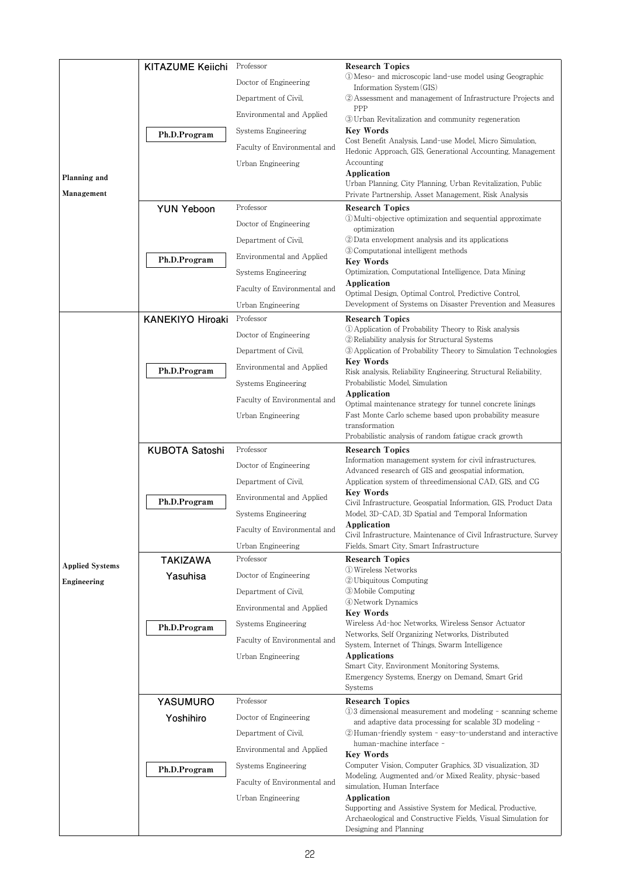| Field | Name | Position | Research |
|---|---|---|---|
| Planning and Management | KITAZUME Keiichi<br>Ph.D.Program | Professor<br>Doctor of Engineering<br>Department of Civil, Environmental and Applied Systems Engineering<br>Faculty of Environmental and Urban Engineering | **Research Topics**<br>①Meso- and microscopic land-use model using Geographic Information System(GIS)<br>②Assessment and management of Infrastructure Projects and PPP<br>③Urban Revitalization and community regeneration<br>**Key Words**<br>Cost Benefit Analysis, Land-use Model, Micro Simulation, Hedonic Approach, GIS, Generational Accounting, Management Accounting<br>**Application**<br>Urban Planning, City Planning, Urban Revitalization, Public Private Partnership, Asset Management, Risk Analysis |
| | YUN Yeboon<br>Ph.D.Program | Professor<br>Doctor of Engineering<br>Department of Civil, Environmental and Applied Systems Engineering<br>Faculty of Environmental and Urban Engineering | **Research Topics**<br>①Multi-objective optimization and sequential approximate optimization<br>②Data envelopment analysis and its applications<br>③Computational intelligent methods<br>**Key Words**<br>Optimization, Computational Intelligence, Data Mining<br>**Application**<br>Optimal Design, Optimal Control, Predictive Control, Development of Systems on Disaster Prevention and Measures |
| Applied Systems Engineering | KANEKIYO Hiroaki<br>Ph.D.Program | Professor<br>Doctor of Engineering<br>Department of Civil, Environmental and Applied Systems Engineering<br>Faculty of Environmental and Urban Engineering | **Research Topics**<br>①Application of Probability Theory to Risk analysis<br>②Reliability analysis for Structural Systems<br>③Application of Probability Theory to Simulation Technologies<br>**Key Words**<br>Risk analysis, Reliability Engineering, Structural Reliability, Probabilistic Model, Simulation<br>**Application**<br>Optimal maintenance strategy for tunnel concrete linings<br>Fast Monte Carlo scheme based upon probability measure transformation<br>Probabilistic analysis of random fatigue crack growth |
| | KUBOTA Satoshi<br>Ph.D.Program | Professor<br>Doctor of Engineering<br>Department of Civil, Environmental and Applied Systems Engineering<br>Faculty of Environmental and Urban Engineering | **Research Topics**<br>Information management system for civil infrastructures, Advanced research of GIS and geospatial information, Application system of threedimensional CAD, GIS, and CG<br>**Key Words**<br>Civil Infrastructure, Geospatial Information, GIS, Product Data Model, 3D-CAD, 3D Spatial and Temporal Information<br>**Application**<br>Civil Infrastructure, Maintenance of Civil Infrastructure, Survey Fields, Smart City, Smart Infrastructure |
| | TAKIZAWA Yasuhisa<br>Ph.D.Program | Professor<br>Doctor of Engineering<br>Department of Civil, Environmental and Applied Systems Engineering<br>Faculty of Environmental and Urban Engineering | **Research Topics**<br>①Wireless Networks<br>②Ubiquitous Computing<br>③Mobile Computing<br>④Network Dynamics<br>**Key Words**<br>Wireless Ad-hoc Networks, Wireless Sensor Actuator Networks, Self Organizing Networks, Distributed System, Internet of Things, Swarm Intelligence<br>**Applications**<br>Smart City, Environment Monitoring Systems, Emergency Systems, Energy on Demand, Smart Grid Systems |
| | YASUMURO Yoshihiro<br>Ph.D.Program | Professor<br>Doctor of Engineering<br>Department of Civil, Environmental and Applied Systems Engineering<br>Faculty of Environmental and Urban Engineering | **Research Topics**<br>①3 dimensional measurement and modeling - scanning scheme and adaptive data processing for scalable 3D modeling -<br>②Human-friendly system - easy-to-understand and interactive human-machine interface -<br>**Key Words**<br>Computer Vision, Computer Graphics, 3D visualization, 3D Modeling, Augmented and/or Mixed Reality, physic-based simulation, Human Interface<br>**Application**<br>Supporting and Assistive System for Medical, Productive, Archaeological and Constructive Fields, Visual Simulation for Designing and Planning |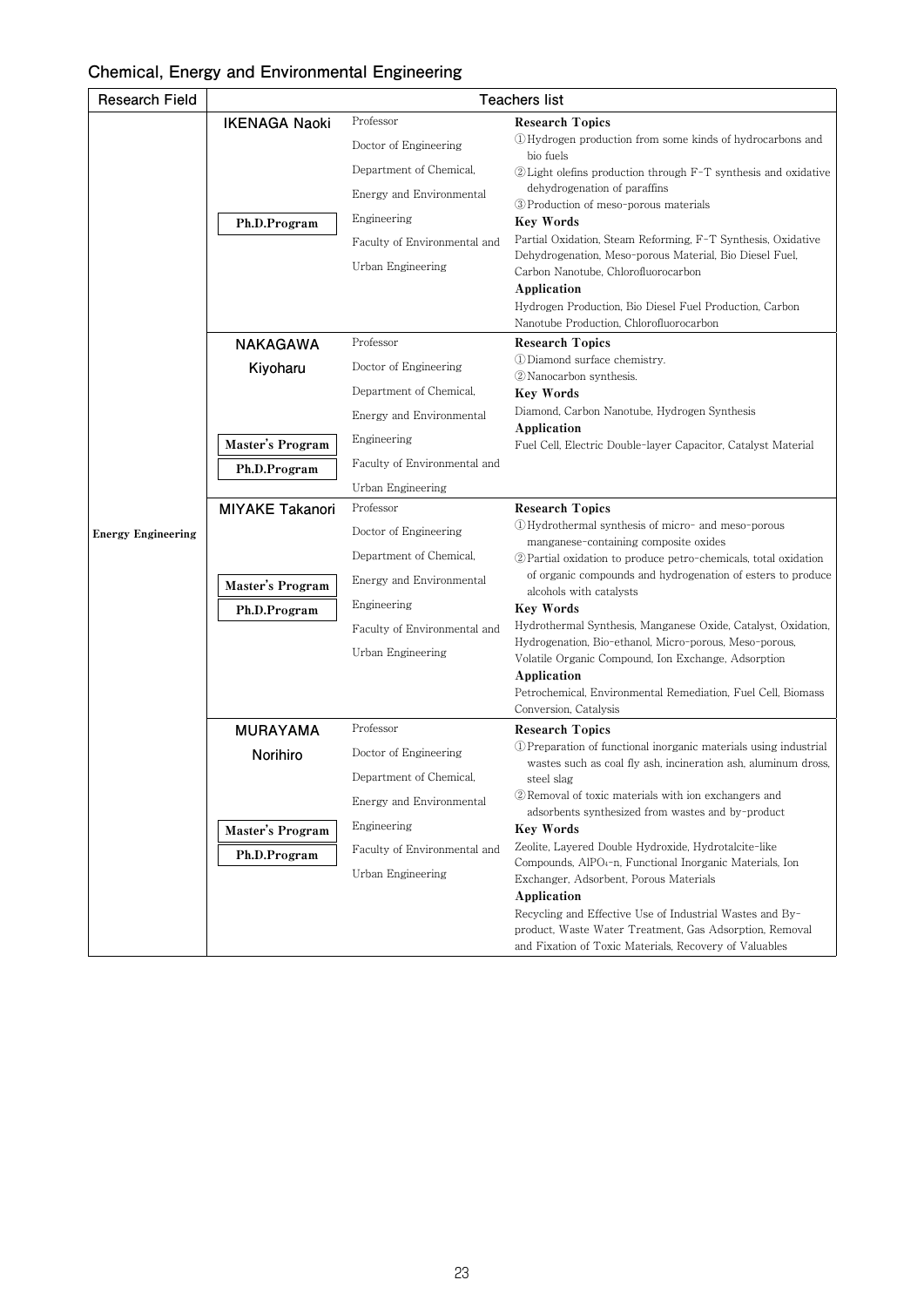## Chemical, Energy and Environmental Engineering

| Research Field | Teachers list | | |
|---|---|---|---|
| Energy Engineering | **IKENAGA Naoki**<br><br>Ph.D.Program | Professor<br>Doctor of Engineering<br>Department of Chemical, Energy and Environmental Engineering<br>Faculty of Environmental and Urban Engineering | **Research Topics**<br>① Hydrogen production from some kinds of hydrocarbons and bio fuels<br>② Light olefins production through F-T synthesis and oxidative dehydrogenation of paraffins<br>③ Production of meso-porous materials<br>**Key Words**<br>Partial Oxidation, Steam Reforming, F-T Synthesis, Oxidative Dehydrogenation, Meso-porous Material, Bio Diesel Fuel, Carbon Nanotube, Chlorofluorocarbon<br>**Application**<br>Hydrogen Production, Bio Diesel Fuel Production, Carbon Nanotube Production, Chlorofluorocarbon |
| | **NAKAGAWA Kiyoharu**<br><br>Master's Program<br>Ph.D.Program | Professor<br>Doctor of Engineering<br>Department of Chemical, Energy and Environmental Engineering<br>Faculty of Environmental and Urban Engineering | **Research Topics**<br>① Diamond surface chemistry.<br>② Nanocarbon synthesis.<br>**Key Words**<br>Diamond, Carbon Nanotube, Hydrogen Synthesis<br>**Application**<br>Fuel Cell, Electric Double-layer Capacitor, Catalyst Material |
| | **MIYAKE Takanori**<br><br>Master's Program<br>Ph.D.Program | Professor<br>Doctor of Engineering<br>Department of Chemical, Energy and Environmental Engineering<br>Faculty of Environmental and Urban Engineering | **Research Topics**<br>① Hydrothermal synthesis of micro- and meso-porous manganese-containing composite oxides<br>② Partial oxidation to produce petro-chemicals, total oxidation of organic compounds and hydrogenation of esters to produce alcohols with catalysts<br>**Key Words**<br>Hydrothermal Synthesis, Manganese Oxide, Catalyst, Oxidation, Hydrogenation, Bio-ethanol, Micro-porous, Meso-porous, Volatile Organic Compound, Ion Exchange, Adsorption<br>**Application**<br>Petrochemical, Environmental Remediation, Fuel Cell, Biomass Conversion, Catalysis |
| | **MURAYAMA Norihiro**<br><br>Master's Program<br>Ph.D.Program | Professor<br>Doctor of Engineering<br>Department of Chemical, Energy and Environmental Engineering<br>Faculty of Environmental and Urban Engineering | **Research Topics**<br>① Preparation of functional inorganic materials using industrial wastes such as coal fly ash, incineration ash, aluminum dross, steel slag<br>② Removal of toxic materials with ion exchangers and adsorbents synthesized from wastes and by-product<br>**Key Words**<br>Zeolite, Layered Double Hydroxide, Hydrotalcite-like Compounds, $AlPO_4$-n, Functional Inorganic Materials, Ion Exchanger, Adsorbent, Porous Materials<br>**Application**<br>Recycling and Effective Use of Industrial Wastes and By-product, Waste Water Treatment, Gas Adsorption, Removal and Fixation of Toxic Materials, Recovery of Valuables |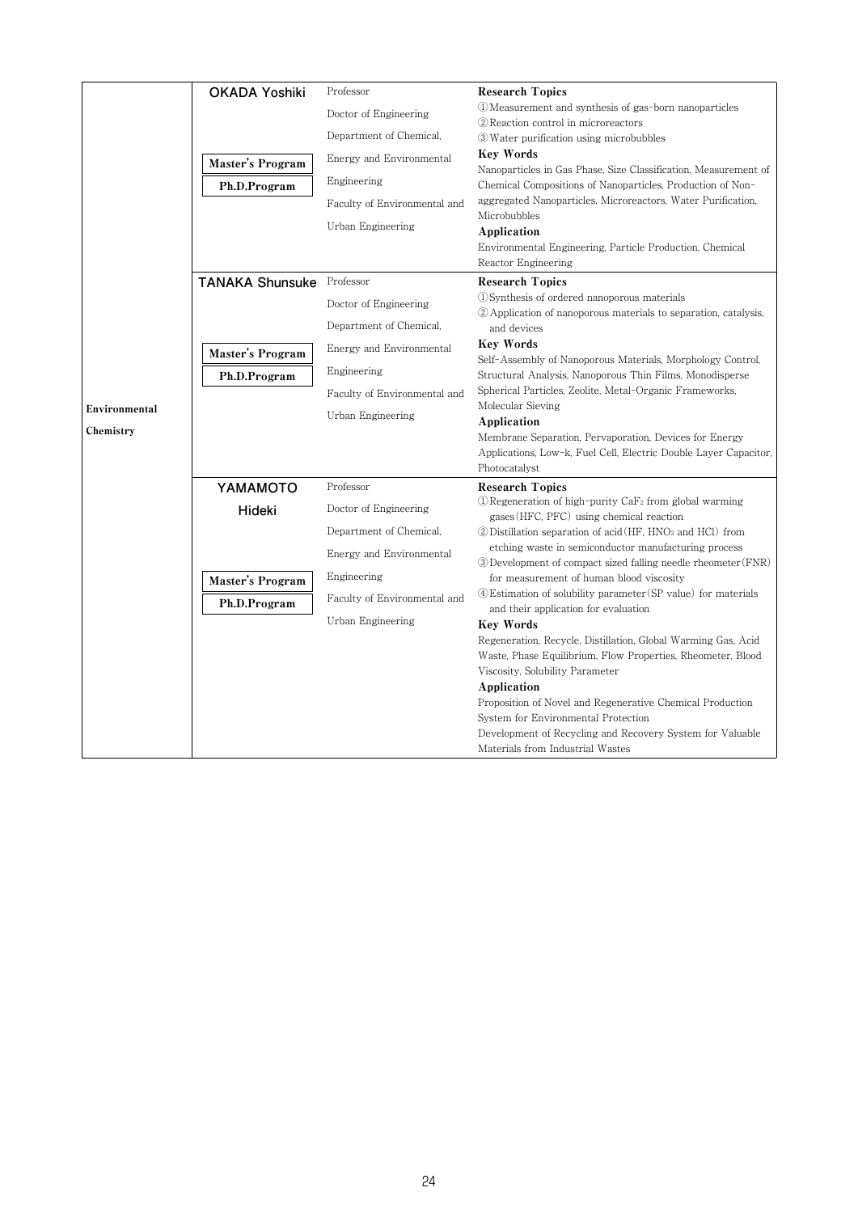| Environmental Chemistry | Name / Program | Position | Research |
|---|---|---|---|
| | **OKADA Yoshiki**<br><br>Master's Program<br>Ph.D.Program | Professor<br>Doctor of Engineering<br>Department of Chemical, Energy and Environmental Engineering<br>Faculty of Environmental and Urban Engineering | **Research Topics**<br>① Measurement and synthesis of gas-born nanoparticles<br>② Reaction control in microreactors<br>③ Water purification using microbubbles<br>**Key Words**<br>Nanoparticles in Gas Phase, Size Classification, Measurement of Chemical Compositions of Nanoparticles, Production of Non-aggregated Nanoparticles, Microreactors, Water Purification, Microbubbles<br>**Application**<br>Environmental Engineering, Particle Production, Chemical Reactor Engineering |
| | **TANAKA Shunsuke**<br><br>Master's Program<br>Ph.D.Program | Professor<br>Doctor of Engineering<br>Department of Chemical, Energy and Environmental Engineering<br>Faculty of Environmental and Urban Engineering | **Research Topics**<br>① Synthesis of ordered nanoporous materials<br>② Application of nanoporous materials to separation, catalysis, and devices<br>**Key Words**<br>Self-Assembly of Nanoporous Materials, Morphology Control, Structural Analysis, Nanoporous Thin Films, Monodisperse Spherical Particles, Zeolite, Metal-Organic Frameworks, Molecular Sieving<br>**Application**<br>Membrane Separation, Pervaporation, Devices for Energy Applications, Low-k, Fuel Cell, Electric Double Layer Capacitor, Photocatalyst |
| | **YAMAMOTO Hideki**<br><br>Master's Program<br>Ph.D.Program | Professor<br>Doctor of Engineering<br>Department of Chemical, Energy and Environmental Engineering<br>Faculty of Environmental and Urban Engineering | **Research Topics**<br>① Regeneration of high-purity $CaF_2$ from global warming gases (HFC, PFC) using chemical reaction<br>② Distillation separation of acid (HF, $HNO_3$ and HCl) from etching waste in semiconductor manufacturing process<br>③ Development of compact sized falling needle rheometer (FNR) for measurement of human blood viscosity<br>④ Estimation of solubility parameter (SP value) for materials and their application for evaluation<br>**Key Words**<br>Regeneration, Recycle, Distillation, Global Warming Gas, Acid Waste, Phase Equilibrium, Flow Properties, Rheometer, Blood Viscosity, Solubility Parameter<br>**Application**<br>Proposition of Novel and Regenerative Chemical Production System for Environmental Protection<br>Development of Recycling and Recovery System for Valuable Materials from Industrial Wastes |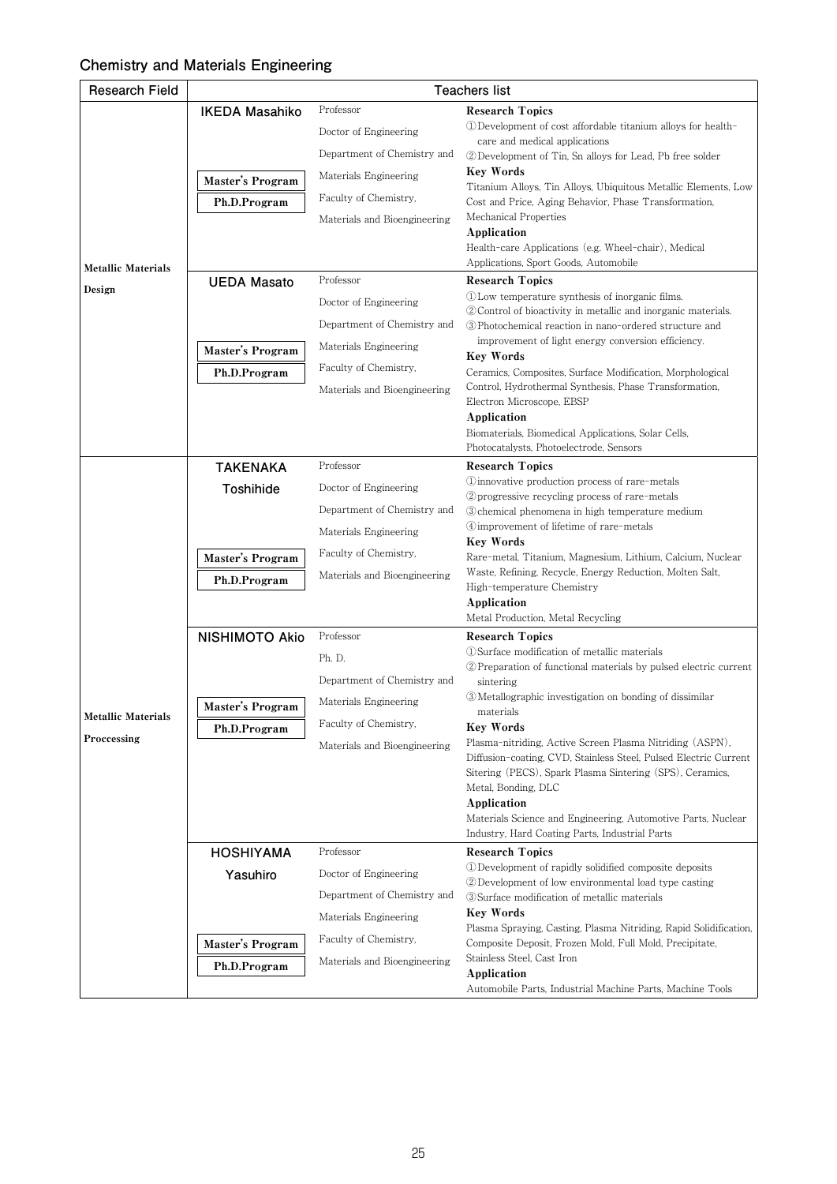## Chemistry and Materials Engineering

| Research Field | Teachers list | | |
|---|---|---|---|
| Metallic Materials Design | **IKEDA Masahiko**<br><br>Master's Program<br>Ph.D.Program | Professor<br>Doctor of Engineering<br>Department of Chemistry and Materials Engineering<br>Faculty of Chemistry, Materials and Bioengineering | **Research Topics**<br>①Development of cost affordable titanium alloys for health-care and medical applications<br>②Development of Tin, Sn alloys for Lead, Pb free solder<br>**Key Words**<br>Titanium Alloys, Tin Alloys, Ubiquitous Metallic Elements, Low Cost and Price, Aging Behavior, Phase Transformation, Mechanical Properties<br>**Application**<br>Health-care Applications (e.g. Wheel-chair), Medical Applications, Sport Goods, Automobile |
| | **UEDA Masato**<br><br>Master's Program<br>Ph.D.Program | Professor<br>Doctor of Engineering<br>Department of Chemistry and Materials Engineering<br>Faculty of Chemistry, Materials and Bioengineering | **Research Topics**<br>①Low temperature synthesis of inorganic films.<br>②Control of bioactivity in metallic and inorganic materials.<br>③Photochemical reaction in nano-ordered structure and improvement of light energy conversion efficiency.<br>**Key Words**<br>Ceramics, Composites, Surface Modification, Morphological Control, Hydrothermal Synthesis, Phase Transformation, Electron Microscope, EBSP<br>**Application**<br>Biomaterials, Biomedical Applications, Solar Cells, Photocatalysts, Photoelectrode, Sensors |
| Metallic Materials Proccessing | **TAKENAKA Toshihide**<br><br>Master's Program<br>Ph.D.Program | Professor<br>Doctor of Engineering<br>Department of Chemistry and Materials Engineering<br>Faculty of Chemistry, Materials and Bioengineering | **Research Topics**<br>①innovative production process of rare-metals<br>②progressive recycling process of rare-metals<br>③chemical phenomena in high temperature medium<br>④improvement of lifetime of rare-metals<br>**Key Words**<br>Rare-metal, Titanium, Magnesium, Lithium, Calcium, Nuclear Waste, Refining, Recycle, Energy Reduction, Molten Salt, High-temperature Chemistry<br>**Application**<br>Metal Production, Metal Recycling |
| | **NISHIMOTO Akio**<br><br>Master's Program<br>Ph.D.Program | Professor<br>Ph. D.<br>Department of Chemistry and Materials Engineering<br>Faculty of Chemistry, Materials and Bioengineering | **Research Topics**<br>①Surface modification of metallic materials<br>②Preparation of functional materials by pulsed electric current sintering<br>③Metallographic investigation on bonding of dissimilar materials<br>**Key Words**<br>Plasma-nitriding, Active Screen Plasma Nitriding (ASPN), Diffusion-coating, CVD, Stainless Steel, Pulsed Electric Current Sitering (PECS), Spark Plasma Sintering (SPS), Ceramics, Metal, Bonding, DLC<br>**Application**<br>Materials Science and Engineering, Automotive Parts, Nuclear Industry, Hard Coating Parts, Industrial Parts |
| | **HOSHIYAMA Yasuhiro**<br><br>Master's Program<br>Ph.D.Program | Professor<br>Doctor of Engineering<br>Department of Chemistry and Materials Engineering<br>Faculty of Chemistry, Materials and Bioengineering | **Research Topics**<br>①Development of rapidly solidified composite deposits<br>②Development of low environmental load type casting<br>③Surface modification of metallic materials<br>**Key Words**<br>Plasma Spraying, Casting, Plasma Nitriding, Rapid Solidification, Composite Deposit, Frozen Mold, Full Mold, Precipitate, Stainless Steel, Cast Iron<br>**Application**<br>Automobile Parts, Industrial Machine Parts, Machine Tools |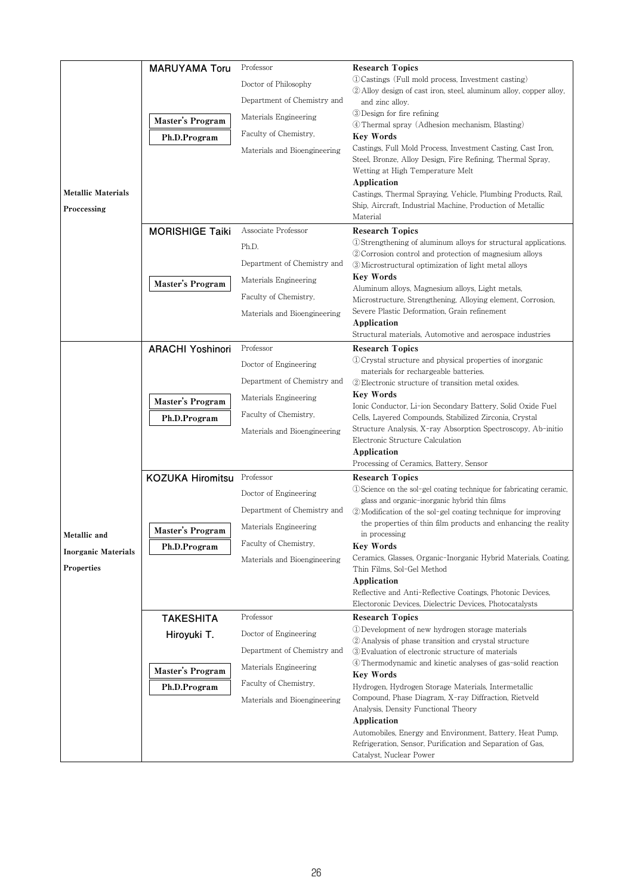| Field | Name / Program | Position / Affiliation | Research |
|---|---|---|---|
| Metallic Materials Proccessing | **MARUYAMA Toru**<br>Master's Program<br>Ph.D.Program | Professor<br>Doctor of Philosophy<br>Department of Chemistry and Materials Engineering<br>Faculty of Chemistry, Materials and Bioengineering | **Research Topics**<br>①Castings (Full mold process, Investment casting)<br>②Alloy design of cast iron, steel, aluminum alloy, copper alloy, and zinc alloy.<br>③Design for fire refining<br>④Thermal spray (Adhesion mechanism, Blasting)<br>**Key Words**<br>Castings, Full Mold Process, Investment Casting, Cast Iron, Steel, Bronze, Alloy Design, Fire Refining, Thermal Spray, Wetting at High Temperature Melt<br>**Application**<br>Castings, Thermal Spraying, Vehicle, Plumbing Products, Rail, Ship, Aircraft, Industrial Machine, Production of Metallic Material |
| | **MORISHIGE Taiki**<br>Master's Program | Associate Professor<br>Ph.D.<br>Department of Chemistry and Materials Engineering<br>Faculty of Chemistry, Materials and Bioengineering | **Research Topics**<br>①Strengthening of aluminum alloys for structural applications.<br>②Corrosion control and protection of magnesium alloys<br>③Microstructural optimization of light metal alloys<br>**Key Words**<br>Aluminum alloys, Magnesium alloys, Light metals, Microstructure, Strengthening, Alloying element, Corrosion, Severe Plastic Deformation, Grain refinement<br>**Application**<br>Structural materials, Automotive and aerospace industries |
| Metallic and Inorganic Materials Properties | **ARACHI Yoshinori**<br>Master's Program<br>Ph.D.Program | Professor<br>Doctor of Engineering<br>Department of Chemistry and Materials Engineering<br>Faculty of Chemistry, Materials and Bioengineering | **Research Topics**<br>①Crystal structure and physical properties of inorganic materials for rechargeable batteries.<br>②Electronic structure of transition metal oxides.<br>**Key Words**<br>Ionic Conductor, Li-ion Secondary Battery, Solid Oxide Fuel Cells, Layered Compounds, Stabilized Zirconia, Crystal Structure Analysis, X-ray Absorption Spectroscopy, Ab-initio Electronic Structure Calculation<br>**Application**<br>Processing of Ceramics, Battery, Sensor |
| | **KOZUKA Hiromitsu**<br>Master's Program<br>Ph.D.Program | Professor<br>Doctor of Engineering<br>Department of Chemistry and Materials Engineering<br>Faculty of Chemistry, Materials and Bioengineering | **Research Topics**<br>①Science on the sol-gel coating technique for fabricating ceramic, glass and organic-inorganic hybrid thin films<br>②Modification of the sol-gel coating technique for improving the properties of thin film products and enhancing the reality in processing<br>**Key Words**<br>Ceramics, Glasses, Organic-Inorganic Hybrid Materials, Coating, Thin Films, Sol-Gel Method<br>**Application**<br>Reflective and Anti-Reflective Coatings, Photonic Devices, Electoronic Devices, Dielectric Devices, Photocatalysts |
| | **TAKESHITA Hiroyuki T.**<br>Master's Program<br>Ph.D.Program | Professor<br>Doctor of Engineering<br>Department of Chemistry and Materials Engineering<br>Faculty of Chemistry, Materials and Bioengineering | **Research Topics**<br>①Development of new hydrogen storage materials<br>②Analysis of phase transition and crystal structure<br>③Evaluation of electronic structure of materials<br>④Thermodynamic and kinetic analyses of gas-solid reaction<br>**Key Words**<br>Hydrogen, Hydrogen Storage Materials, Intermetallic Compound, Phase Diagram, X-ray Diffraction, Rietveld Analysis, Density Functional Theory<br>**Application**<br>Automobiles, Energy and Environment, Battery, Heat Pump, Refrigeration, Sensor, Purification and Separation of Gas, Catalyst, Nuclear Power |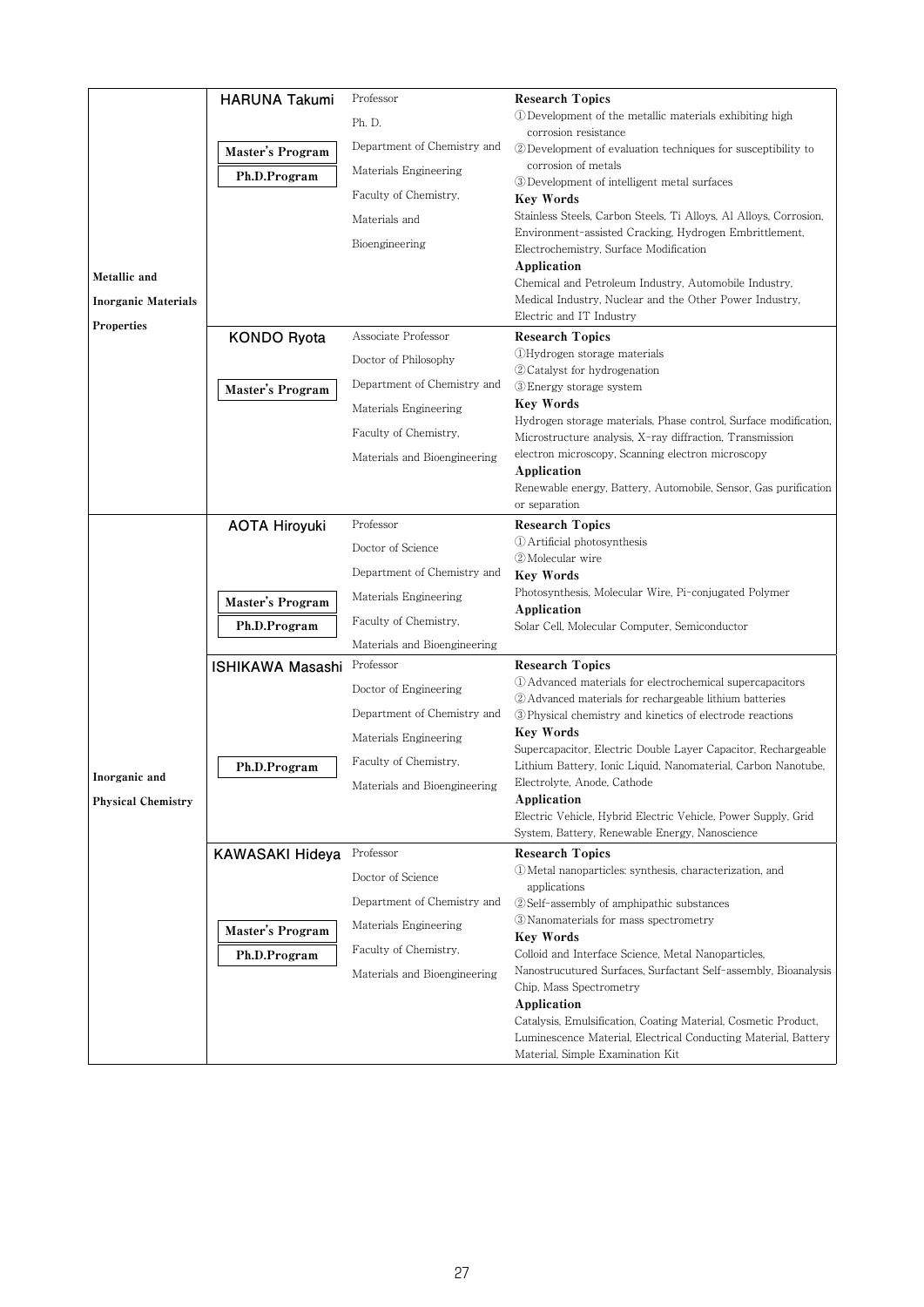| Field | Name / Program | Position / Affiliation | Research |
|---|---|---|---|
| Metallic and Inorganic Materials Properties | **HARUNA Takumi**<br><br>**Master's Program**<br>**Ph.D.Program** | Professor<br>Ph. D.<br>Department of Chemistry and Materials Engineering<br>Faculty of Chemistry, Materials and Bioengineering | **Research Topics**<br>①Development of the metallic materials exhibiting high corrosion resistance<br>②Development of evaluation techniques for susceptibility to corrosion of metals<br>③Development of intelligent metal surfaces<br>**Key Words**<br>Stainless Steels, Carbon Steels, Ti Alloys, Al Alloys, Corrosion, Environment-assisted Cracking, Hydrogen Embrittlement, Electrochemistry, Surface Modification<br>**Application**<br>Chemical and Petroleum Industry, Automobile Industry, Medical Industry, Nuclear and the Other Power Industry, Electric and IT Industry |
| | **KONDO Ryota**<br><br>**Master's Program** | Associate Professor<br>Doctor of Philosophy<br>Department of Chemistry and Materials Engineering<br>Faculty of Chemistry, Materials and Bioengineering | **Research Topics**<br>①Hydrogen storage materials<br>②Catalyst for hydrogenation<br>③Energy storage system<br>**Key Words**<br>Hydrogen storage materials, Phase control, Surface modification, Microstructure analysis, X-ray diffraction, Transmission electron microscopy, Scanning electron microscopy<br>**Application**<br>Renewable energy, Battery, Automobile, Sensor, Gas purification or separation |
| Inorganic and Physical Chemistry | **AOTA Hiroyuki**<br><br>**Master's Program**<br>**Ph.D.Program** | Professor<br>Doctor of Science<br>Department of Chemistry and Materials Engineering<br>Faculty of Chemistry, Materials and Bioengineering | **Research Topics**<br>①Artificial photosynthesis<br>②Molecular wire<br>**Key Words**<br>Photosynthesis, Molecular Wire, Pi-conjugated Polymer<br>**Application**<br>Solar Cell, Molecular Computer, Semiconductor |
| | **ISHIKAWA Masashi**<br><br>**Ph.D.Program** | Professor<br>Doctor of Engineering<br>Department of Chemistry and Materials Engineering<br>Faculty of Chemistry, Materials and Bioengineering | **Research Topics**<br>①Advanced materials for electrochemical supercapacitors<br>②Advanced materials for rechargeable lithium batteries<br>③Physical chemistry and kinetics of electrode reactions<br>**Key Words**<br>Supercapacitor, Electric Double Layer Capacitor, Rechargeable Lithium Battery, Ionic Liquid, Nanomaterial, Carbon Nanotube, Electrolyte, Anode, Cathode<br>**Application**<br>Electric Vehicle, Hybrid Electric Vehicle, Power Supply, Grid System, Battery, Renewable Energy, Nanoscience |
| | **KAWASAKI Hideya**<br><br>**Master's Program**<br>**Ph.D.Program** | Professor<br>Doctor of Science<br>Department of Chemistry and Materials Engineering<br>Faculty of Chemistry, Materials and Bioengineering | **Research Topics**<br>①Metal nanoparticles: synthesis, characterization, and applications<br>②Self-assembly of amphipathic substances<br>③Nanomaterials for mass spectrometry<br>**Key Words**<br>Colloid and Interface Science, Metal Nanoparticles, Nanostrucutured Surfaces, Surfactant Self-assembly, Bioanalysis Chip, Mass Spectrometry<br>**Application**<br>Catalysis, Emulsification, Coating Material, Cosmetic Product, Luminescence Material, Electrical Conducting Material, Battery Material, Simple Examination Kit |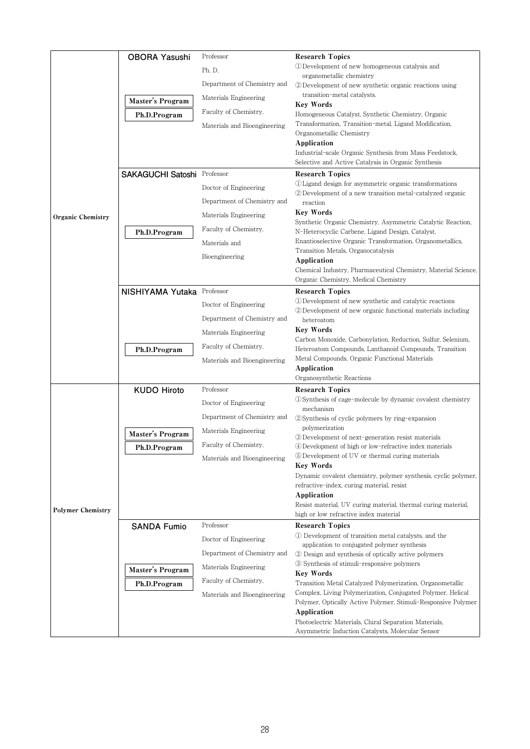| Field | Faculty / Program | Position / Affiliation | Details |
| --- | --- | --- | --- |
| Organic Chemistry | **OBORA Yasushi**<br>Master's Program<br>Ph.D.Program | Professor<br>Ph. D.<br>Department of Chemistry and Materials Engineering<br>Faculty of Chemistry, Materials and Bioengineering | **Research Topics**<br>①Development of new homogeneous catalysis and organometallic chemistry<br>②Development of new synthetic organic reactions using transition-metal catalysts.<br>**Key Words**<br>Homogeneous Catalyst, Synthetic Chemistry, Organic Transformation, Transition-metal, Ligand Modification, Organometallic Chemistry<br>**Application**<br>Industrial-scale Organic Synthesis from Mass Feedstock, Selective and Active Catalysis in Organic Synthesis |
| | **SAKAGUCHI Satoshi**<br>Ph.D.Program | Professor<br>Doctor of Engineering<br>Department of Chemistry and Materials Engineering<br>Faculty of Chemistry, Materials and Bioengineering | **Research Topics**<br>①Ligand design for asymmetric organic transformations<br>②Development of a new transition metal-catalyzed organic reaction<br>**Key Words**<br>Synthetic Organic Chemistry, Asymmetric Catalytic Reaction, N-Heterocyclic Carbene, Ligand Design, Catalyst, Enantioselective Organic Transformation, Organometallics, Transition Metals, Organocatalysis<br>**Application**<br>Chemical Industry, Pharmaceutical Chemistry, Material Science, Organic Chemistry, Medical Chemistry |
| | **NISHIYAMA Yutaka**<br>Ph.D.Program | Professor<br>Doctor of Engineering<br>Department of Chemistry and Materials Engineering<br>Faculty of Chemistry, Materials and Bioengineering | **Research Topics**<br>①Development of new synthetic and catalytic reactions<br>②Development of new organic functional materials including heteroatom<br>**Key Words**<br>Carbon Monoxide, Carbonylation, Reduction, Sulfur, Selenium, Heteroatom Compounds, Lanthanoid Compounds, Transition Metal Compounds, Organic Functional Materials<br>**Application**<br>Organosynthetic Reactions |
| Polymer Chemistry | **KUDO Hiroto**<br>Master's Program<br>Ph.D.Program | Professor<br>Doctor of Engineering<br>Department of Chemistry and Materials Engineering<br>Faculty of Chemistry, Materials and Bioengineering | **Research Topics**<br>①Synthesis of cage-molecule by dynamic covalent chemistry mechanism<br>②Synthesis of cyclic polymers by ring-expansion polymerization<br>③Development of next-generation resist materials<br>④Development of high or low-refractive index materials<br>⑤Development of UV or thermal curing materials<br>**Key Words**<br>Dynamic covalent chemistry, polymer synthesis, cyclic polymer, refractive-index, curing material, resist<br>**Application**<br>Resist material, UV curing material, thermal curing material, high or low refractive index material |
| | **SANDA Fumio**<br>Master's Program<br>Ph.D.Program | Professor<br>Doctor of Engineering<br>Department of Chemistry and Materials Engineering<br>Faculty of Chemistry, Materials and Bioengineering | **Research Topics**<br>① Development of transition metal catalysts, and the application to conjugated polymer synthesis<br>② Design and synthesis of optically active polymers<br>③ Synthesis of stimuli-responsive polymers<br>**Key Words**<br>Transition Metal Catalyzed Polymerization, Organometallic Complex, Living Polymerization, Conjugated Polymer, Helical Polymer, Optically Active Polymer, Stimuli-Responsive Polymer<br>**Application**<br>Photoelectric Materials, Chiral Separation Materials, Asymmetric Induction Catalysts, Molecular Sensor |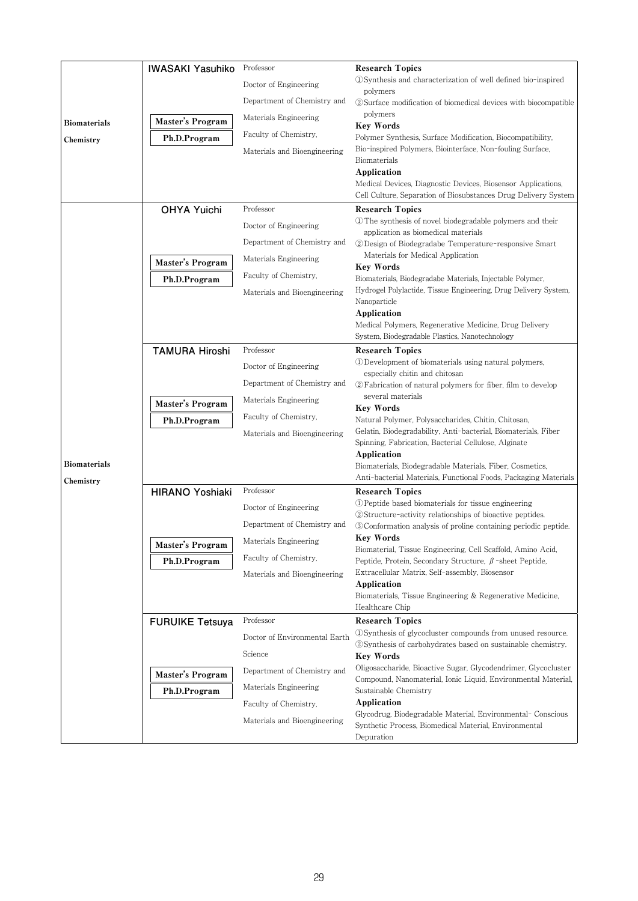| Field | Name / Program | Position | Research |
|---|---|---|---|
| **Biomaterials Chemistry** | **IWASAKI Yasuhiko**<br>Master's Program<br>Ph.D.Program | Professor<br>Doctor of Engineering<br>Department of Chemistry and Materials Engineering<br>Faculty of Chemistry, Materials and Bioengineering | **Research Topics**<br>①Synthesis and characterization of well defined bio-inspired polymers<br>②Surface modification of biomedical devices with biocompatible polymers<br>**Key Words**<br>Polymer Synthesis, Surface Modification, Biocompatibility, Bio-inspired Polymers, Biointerface, Non-fouling Surface, Biomaterials<br>**Application**<br>Medical Devices, Diagnostic Devices, Biosensor Applications, Cell Culture, Separation of Biosubstances Drug Delivery System |
| **Biomaterials Chemistry** | **OHYA Yuichi**<br>Master's Program<br>Ph.D.Program | Professor<br>Doctor of Engineering<br>Department of Chemistry and Materials Engineering<br>Faculty of Chemistry, Materials and Bioengineering | **Research Topics**<br>①The synthesis of novel biodegradable polymers and their application as biomedical materials<br>②Design of Biodegradabe Temperature-responsive Smart Materials for Medical Application<br>**Key Words**<br>Biomaterials, Biodegradabe Materials, Injectable Polymer, Hydrogel Polylactide, Tissue Engineering, Drug Delivery System, Nanoparticle<br>**Application**<br>Medical Polymers, Regenerative Medicine, Drug Delivery System, Biodegradable Plastics, Nanotechnology |
| | **TAMURA Hiroshi**<br>Master's Program<br>Ph.D.Program | Professor<br>Doctor of Engineering<br>Department of Chemistry and Materials Engineering<br>Faculty of Chemistry, Materials and Bioengineering | **Research Topics**<br>①Development of biomaterials using natural polymers, especially chitin and chitosan<br>②Fabrication of natural polymers for fiber, film to develop several materials<br>**Key Words**<br>Natural Polymer, Polysaccharides, Chitin, Chitosan, Gelatin, Biodegradability, Anti-bacterial, Biomaterials, Fiber Spinning, Fabrication, Bacterial Cellulose, Alginate<br>**Application**<br>Biomaterials, Biodegradable Materials, Fiber, Cosmetics, Anti-bacterial Materials, Functional Foods, Packaging Materials |
| | **HIRANO Yoshiaki**<br>Master's Program<br>Ph.D.Program | Professor<br>Doctor of Engineering<br>Department of Chemistry and Materials Engineering<br>Faculty of Chemistry, Materials and Bioengineering | **Research Topics**<br>①Peptide based biomaterials for tissue engineering<br>②Structure-activity relationships of bioactive peptides.<br>③Conformation analysis of proline containing periodic peptide.<br>**Key Words**<br>Biomaterial, Tissue Engineering, Cell Scaffold, Amino Acid, Peptide, Protein, Secondary Structure, $\beta$-sheet Peptide, Extracellular Matrix, Self-assembly, Biosensor<br>**Application**<br>Biomaterials, Tissue Engineering & Regenerative Medicine, Healthcare Chip |
| | **FURUIKE Tetsuya**<br>Master's Program<br>Ph.D.Program | Professor<br>Doctor of Environmental Earth Science<br>Department of Chemistry and Materials Engineering<br>Faculty of Chemistry, Materials and Bioengineering | **Research Topics**<br>①Synthesis of glycocluster compounds from unused resource.<br>②Synthesis of carbohydrates based on sustainable chemistry.<br>**Key Words**<br>Oligosaccharide, Bioactive Sugar, Glycodendrimer, Glycocluster Compound, Nanomaterial, Ionic Liquid, Environmental Material, Sustainable Chemistry<br>**Application**<br>Glycodrug, Biodegradable Material, Environmental- Conscious Synthetic Process, Biomedical Material, Environmental Depuration |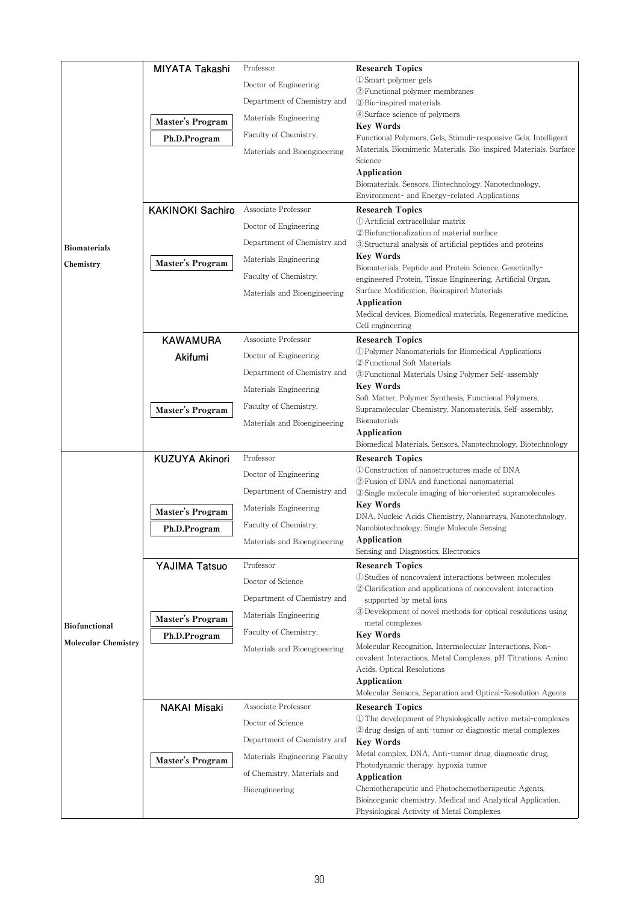| Field | Faculty Member | Position | Research |
|---|---|---|---|
| **Biomaterials Chemistry** | **MIYATA Takashi**<br>Master's Program<br>Ph.D.Program | Professor<br>Doctor of Engineering<br>Department of Chemistry and Materials Engineering<br>Faculty of Chemistry, Materials and Bioengineering | **Research Topics**<br>①Smart polymer gels<br>②Functional polymer membranes<br>③Bio-inspired materials<br>④Surface science of polymers<br>**Key Words**<br>Functional Polymers, Gels, Stimuli-responsive Gels, Intelligent Materials, Biomimetic Materials, Bio-inspired Materials, Surface Science<br>**Application**<br>Biomaterials, Sensors, Biotechnology, Nanotechnology, Environment- and Energy-related Applications |
| | **KAKINOKI Sachiro**<br>Master's Program | Associate Professor<br>Doctor of Engineering<br>Department of Chemistry and Materials Engineering<br>Faculty of Chemistry, Materials and Bioengineering | **Research Topics**<br>①Artificial extracellular matrix<br>②Biofunctionalization of material surface<br>③Structural analysis of artificial peptides and proteins<br>**Key Words**<br>Biomaterials, Peptide and Protein Science, Genetically-engineered Protein, Tissue Engineering, Artificial Organ, Surface Modification, Bioinspired Materials<br>**Application**<br>Medical devices, Biomedical materials, Regenerative medicine, Cell engineering |
| | **KAWAMURA Akifumi**<br>Master's Program | Associate Professor<br>Doctor of Engineering<br>Department of Chemistry and Materials Engineering<br>Faculty of Chemistry, Materials and Bioengineering | **Research Topics**<br>①Polymer Nanomaterials for Biomedical Applications<br>②Functional Soft Materials<br>③Functional Materials Using Polymer Self-assembly<br>**Key Words**<br>Soft Matter, Polymer Synthesis, Functional Polymers, Supramolecular Chemistry, Nanomaterials, Self-assembly, Biomaterials<br>**Application**<br>Biomedical Materials, Sensors, Nanotechnology, Biotechnology |
| **Biofunctional Molecular Chemistry** | **KUZUYA Akinori**<br>Master's Program<br>Ph.D.Program | Professor<br>Doctor of Engineering<br>Department of Chemistry and Materials Engineering<br>Faculty of Chemistry, Materials and Bioengineering | **Research Topics**<br>①Construction of nanostructures made of DNA<br>②Fusion of DNA and functional nanomaterial<br>③Single molecule imaging of bio-oriented supramolecules<br>**Key Words**<br>DNA, Nucleic Acids Chemistry, Nanoarrays, Nanotechnology, Nanobiotechnology, Single Molecule Sensing<br>**Application**<br>Sensing and Diagnostics, Electronics |
| | **YAJIMA Tatsuo**<br>Master's Program<br>Ph.D.Program | Professor<br>Doctor of Science<br>Department of Chemistry and Materials Engineering<br>Faculty of Chemistry, Materials and Bioengineering | **Research Topics**<br>①Studies of noncovalent interactions between molecules<br>②Clarification and applications of noncovalent interaction supported by metal ions<br>③Development of novel methods for optical resolutions using metal complexes<br>**Key Words**<br>Molecular Recognition, Intermolecular Interactions, Non-covalent Interactions, Metal Complexes, pH Titrations, Amino Acids, Optical Resolutions<br>**Application**<br>Molecular Sensors, Separation and Optical-Resolution Agents |
| | **NAKAI Misaki**<br>Master's Program | Associate Professor<br>Doctor of Science<br>Department of Chemistry and Materials Engineering Faculty of Chemistry, Materials and Bioengineering | **Research Topics**<br>①The development of Physiologically active metal-complexes<br>②drug design of anti-tumor or diagnostic metal complexes<br>**Key Words**<br>Metal complex, DNA, Anti-tumor drug, diagnostic drug, Photodynamic therapy, hypoxia tumor<br>**Application**<br>Chemotherapeutic and Photochemotherapeutic Agents, Bioinorganic chemistry, Medical and Analytical Application, Physiological Activity of Metal Complexes |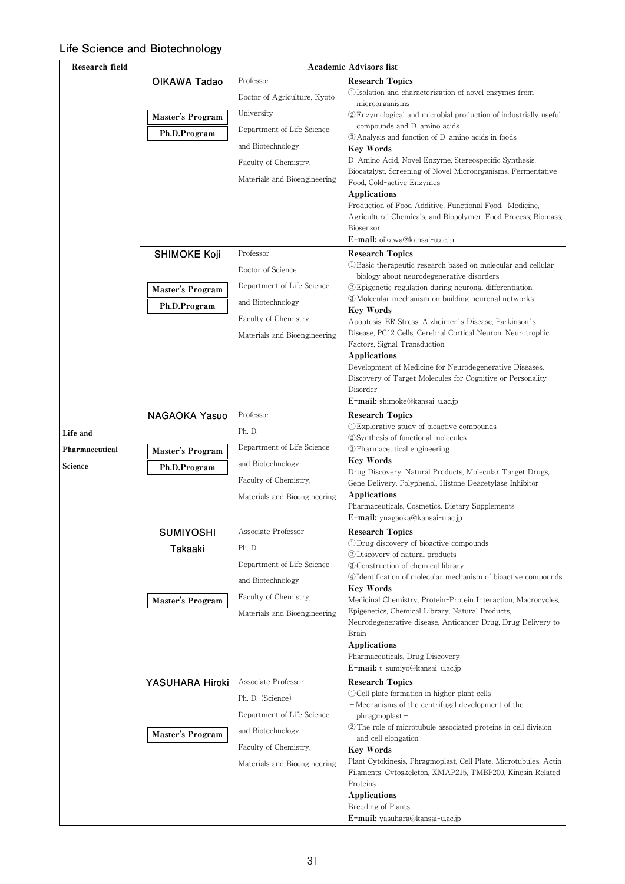## Life Science and Biotechnology

| Research field | Academic Advisors list | | |
|---|---|---|---|
| Life and Pharmaceutical Science | **OIKAWA Tadao**<br><br>Master's Program<br>Ph.D.Program | Professor<br>Doctor of Agriculture, Kyoto University<br>Department of Life Science and Biotechnology<br>Faculty of Chemistry, Materials and Bioengineering | **Research Topics**<br>① Isolation and characterization of novel enzymes from microorganisms<br>② Enzymological and microbial production of industrially useful compounds and D-amino acids<br>③ Analysis and function of D-amino acids in foods<br>**Key Words**<br>D-Amino Acid, Novel Enzyme, Stereospecific Synthesis, Biocatalyst, Screening of Novel Microorganisms, Fermentative Food, Cold-active Enzymes<br>**Applications**<br>Production of Food Additive, Functional Food, Medicine, Agricultural Chemicals, and Biopolymer; Food Process; Biomass; Biosensor<br>**E-mail:** oikawa@kansai-u.ac.jp |
| | **SHIMOKE Koji**<br><br>Master's Program<br>Ph.D.Program | Professor<br>Doctor of Science<br>Department of Life Science and Biotechnology<br>Faculty of Chemistry, Materials and Bioengineering | **Research Topics**<br>① Basic therapeutic research based on molecular and cellular biology about neurodegenerative disorders<br>② Epigenetic regulation during neuronal differentiation<br>③ Molecular mechanism on building neuronal networks<br>**Key Words**<br>Apoptosis, ER Stress, Alzheimer's Disease, Parkinson's Disease, PC12 Cells, Cerebral Cortical Neuron, Neurotrophic Factors, Signal Transduction<br>**Applications**<br>Development of Medicine for Neurodegenerative Diseases, Discovery of Target Molecules for Cognitive or Personality Disorder<br>**E-mail:** shimoke@kansai-u.ac.jp |
| | **NAGAOKA Yasuo**<br><br>Master's Program<br>Ph.D.Program | Professor<br>Ph. D.<br>Department of Life Science and Biotechnology<br>Faculty of Chemistry, Materials and Bioengineering | **Research Topics**<br>① Explorative study of bioactive compounds<br>② Synthesis of functional molecules<br>③ Pharmaceutical engineering<br>**Key Words**<br>Drug Discovery, Natural Products, Molecular Target Drugs, Gene Delivery, Polyphenol, Histone Deacetylase Inhibitor<br>**Applications**<br>Pharmaceuticals, Cosmetics, Dietary Supplements<br>**E-mail:** ynagaoka@kansai-u.ac.jp |
| | **SUMIYOSHI Takaaki**<br><br>Master's Program | Associate Professor<br>Ph. D.<br>Department of Life Science and Biotechnology<br>Faculty of Chemistry, Materials and Bioengineering | **Research Topics**<br>① Drug discovery of bioactive compounds<br>② Discovery of natural products<br>③ Construction of chemical library<br>④ Identification of molecular mechanism of bioactive compounds<br>**Key Words**<br>Medicinal Chemistry, Protein-Protein Interaction, Macrocycles, Epigenetics, Chemical Library, Natural Products, Neurodegenerative disease, Anticancer Drug, Drug Delivery to Brain<br>**Applications**<br>Pharmaceuticals, Drug Discovery<br>**E-mail:** t-sumiyo@kansai-u.ac.jp |
| | **YASUHARA Hiroki**<br><br>Master's Program | Associate Professor<br>Ph. D. (Science)<br>Department of Life Science and Biotechnology<br>Faculty of Chemistry, Materials and Bioengineering | **Research Topics**<br>① Cell plate formation in higher plant cells<br>− Mechanisms of the centrifugal development of the phragmoplast −<br>② The role of microtubule associated proteins in cell division and cell elongation<br>**Key Words**<br>Plant Cytokinesis, Phragmoplast, Cell Plate, Microtubules, Actin Filaments, Cytoskeleton, XMAP215, TMBP200, Kinesin Related Proteins<br>**Applications**<br>Breeding of Plants<br>**E-mail:** yasuhara@kansai-u.ac.jp |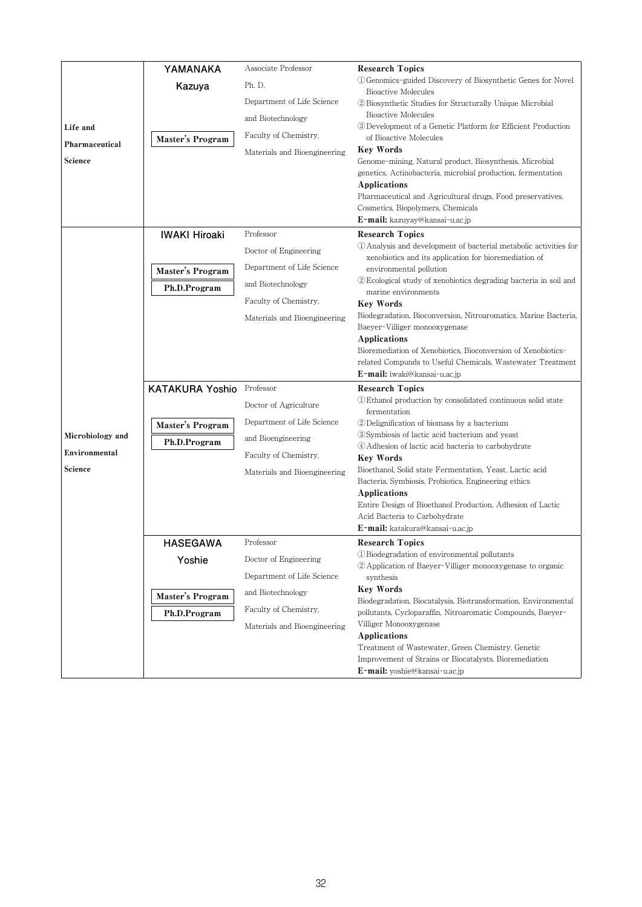| Field | Name / Program | Position / Affiliation | Research Details |
|---|---|---|---|
| Life and Pharmaceutical Science | **YAMANAKA Kazuya**<br>Master's Program | Associate Professor<br>Ph. D.<br>Department of Life Science and Biotechnology<br>Faculty of Chemistry, Materials and Bioengineering | **Research Topics**<br>① Genomics-guided Discovery of Biosynthetic Genes for Novel Bioactive Molecules<br>② Biosynthetic Studies for Structurally Unique Microbial Bioactive Molecules<br>③ Development of a Genetic Platform for Efficient Production of Bioactive Molecules<br>**Key Words**<br>Genome-mining, Natural product, Biosynthesis, Microbial genetics, Actinobacteria, microbial production, fermentation<br>**Applications**<br>Pharmaceutical and Agricultural drugs, Food preservatives, Cosmetics, Biopolymers, Chemicals<br>**E-mail:** kazuyay@kansai-u.ac.jp |
| Microbiology and Environmental Science | **IWAKI Hiroaki**<br>Master's Program<br>Ph.D.Program | Professor<br>Doctor of Engineering<br>Department of Life Science and Biotechnology<br>Faculty of Chemistry, Materials and Bioengineering | **Research Topics**<br>① Analysis and development of bacterial metabolic activities for xenobiotics and its application for bioremediation of environmental pollution<br>② Ecological study of xenobiotics degrading bacteria in soil and marine environments<br>**Key Words**<br>Biodegradation, Bioconversion, Nitroaromatics, Marine Bacteria, Baeyer-Villiger monooxygenase<br>**Applications**<br>Bioremediation of Xenobiotics, Bioconversion of Xenobiotics-related Compunds to Useful Chemicals, Wastewater Treatment<br>**E-mail:** iwaki@kansai-u.ac.jp |
| | **KATAKURA Yoshio**<br>Master's Program<br>Ph.D.Program | Professor<br>Doctor of Agriculture<br>Department of Life Science and Bioengineering<br>Faculty of Chemistry, Materials and Bioengineering | **Research Topics**<br>① Ethanol production by consolidated continuous solid state fermentation<br>② Delignification of biomass by a bacterium<br>③ Symbiosis of lactic acid bacterium and yeast<br>④ Adhesion of lactic acid bacteria to carbohydrate<br>**Key Words**<br>Bioethanol, Solid state Fermentation, Yeast, Lactic acid Bacteria, Symbiosis, Probiotics, Engineering ethics<br>**Applications**<br>Entire Design of Bioethanol Production, Adhesion of Lactic Acid Bacteria to Carbohydrate<br>**E-mail:** katakura@kansai-u.ac.jp |
| | **HASEGAWA Yoshie**<br>Master's Program<br>Ph.D.Program | Professor<br>Doctor of Engineering<br>Department of Life Science and Biotechnology<br>Faculty of Chemistry, Materials and Bioengineering | **Research Topics**<br>① Biodegradation of environmental pollutants<br>② Application of Baeyer-Villiger monooxygenase to organic synthesis<br>**Key Words**<br>Biodegradation, Biocatalysis, Biotransformation, Environmental pollutants, Cycloparaffin, Nitroaromatic Compounds, Baeyer-Villiger Monooxygenase<br>**Applications**<br>Treatment of Wastewater, Green Chemistry, Genetic Improvement of Strains or Biocatalysts, Bioremediation<br>**E-mail:** yoshie@kansai-u.ac.jp |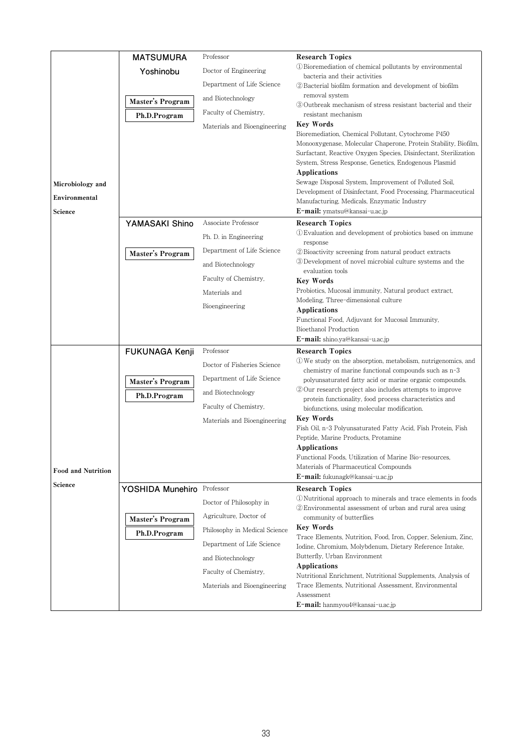| Field | Name / Program | Position | Details |
|---|---|---|---|
| Microbiology and Environmental Science | **MATSUMURA Yoshinobu**<br>Master's Program<br>Ph.D.Program | Professor<br>Doctor of Engineering<br>Department of Life Science and Biotechnology<br>Faculty of Chemistry, Materials and Bioengineering | **Research Topics**<br>①Bioremediation of chemical pollutants by environmental bacteria and their activities<br>②Bacterial biofilm formation and development of biofilm removal system<br>③Outbreak mechanism of stress resistant bacterial and their resistant mechanism<br>**Key Words**<br>Bioremediation, Chemical Pollutant, Cytochrome P450 Monooxygenase, Molecular Chaperone, Protein Stability, Biofilm, Surfactant, Reactive Oxygen Species, Disinfectant, Sterilization System, Stress Response, Genetics, Endogenous Plasmid<br>**Applications**<br>Sewage Disposal System, Improvement of Polluted Soil, Development of Disinfectant, Food Processing, Pharmaceutical Manufacturing, Medicals, Enzymatic Industry<br>**E-mail:** ymatsu@kansai-u.ac.jp |
| | **YAMASAKI Shino**<br>Master's Program | Associate Professor<br>Ph. D. in Engineering<br>Department of Life Science and Biotechnology<br>Faculty of Chemistry, Materials and Bioengineering | **Research Topics**<br>①Evaluation and development of probiotics based on immune response<br>②Bioactivity screening from natural product extracts<br>③Development of novel microbial culture systems and the evaluation tools<br>**Key Words**<br>Probiotics, Mucosal immunity, Natural product extract, Modeling, Three-dimensional culture<br>**Applications**<br>Functional Food, Adjuvant for Mucosal Immunity, Bioethanol Production<br>**E-mail:** shino.ya@kansai-u.ac.jp |
| Food and Nutrition Science | **FUKUNAGA Kenji**<br>Master's Program<br>Ph.D.Program | Professor<br>Doctor of Fisheries Science<br>Department of Life Science and Biotechnology<br>Faculty of Chemistry, Materials and Bioengineering | **Research Topics**<br>①We study on the absorption, metabolism, nutrigenomics, and chemistry of marine functional compounds such as n-3 polyunsaturated fatty acid or marine organic compounds.<br>②Our research project also includes attempts to improve protein functionality, food process characteristics and biofunctions, using molecular modification.<br>**Key Words**<br>Fish Oil, n-3 Polyunsaturated Fatty Acid, Fish Protein, Fish Peptide, Marine Products, Protamine<br>**Applications**<br>Functional Foods, Utilization of Marine Bio-resources, Materials of Pharmaceutical Compounds<br>**E-mail:** fukunagk@kansai-u.ac.jp |
| | **YOSHIDA Munehiro**<br>Master's Program<br>Ph.D.Program | Professor<br>Doctor of Philosophy in Agriculture, Doctor of Philosophy in Medical Science<br>Department of Life Science and Biotechnology<br>Faculty of Chemistry, Materials and Bioengineering | **Research Topics**<br>①Nutritional approach to minerals and trace elements in foods<br>②Environmental assessment of urban and rural area using community of butterflies<br>**Key Words**<br>Trace Elements, Nutrition, Food, Iron, Copper, Selenium, Zinc, Iodine, Chromium, Molybdenum, Dietary Reference Intake, Butterfly, Urban Environment<br>**Applications**<br>Nutritional Enrichment, Nutritional Supplements, Analysis of Trace Elements, Nutritional Assessment, Environmental Assessment<br>**E-mail:** hanmyou4@kansai-u.ac.jp |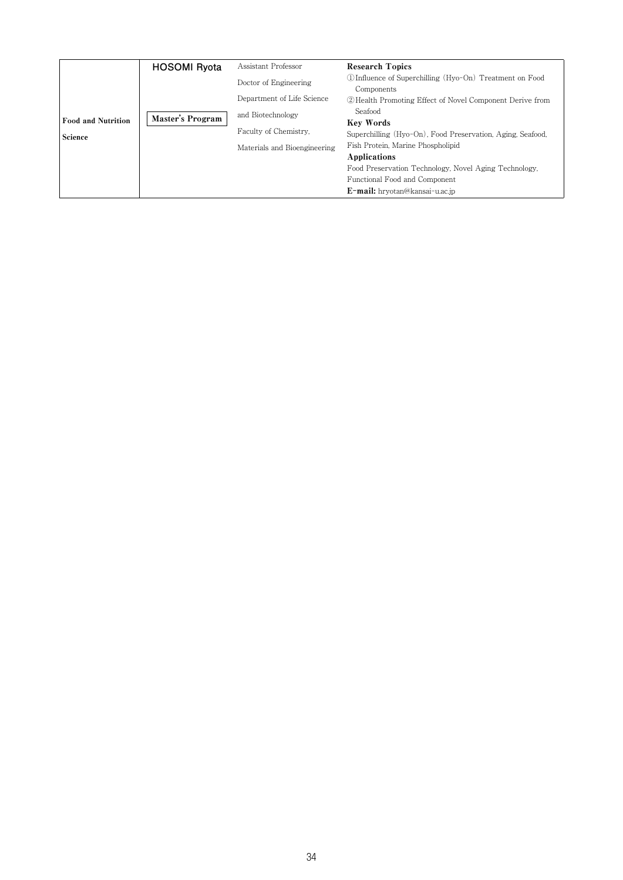| Food and Nutrition Science | HOSOMI Ryota<br><br>Master's Program | Assistant Professor<br>Doctor of Engineering<br>Department of Life Science and Biotechnology<br>Faculty of Chemistry, Materials and Bioengineering | **Research Topics**<br>①Influence of Superchilling (Hyo-On) Treatment on Food Components<br>②Health Promoting Effect of Novel Component Derive from Seafood<br>**Key Words**<br>Superchilling (Hyo-On), Food Preservation, Aging, Seafood, Fish Protein, Marine Phospholipid<br>**Applications**<br>Food Preservation Technology, Novel Aging Technology, Functional Food and Component<br>**E-mail:** hryotan@kansai-u.ac.jp |
|---|---|---|---|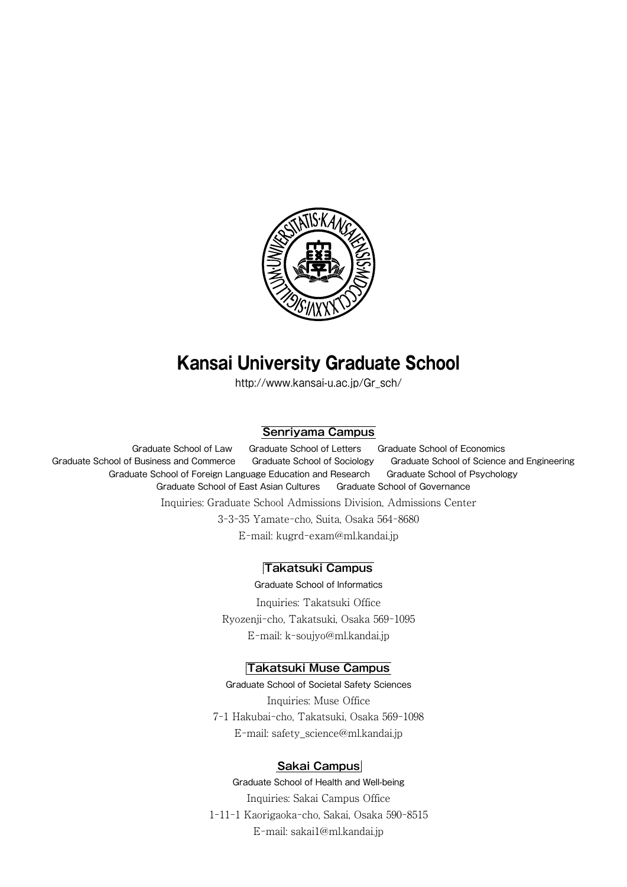# Kansai University Graduate School

http://www.kansai-u.ac.jp/Gr_sch/

## Senriyama Campus

Graduate School of Law　Graduate School of Letters　Graduate School of Economics
Graduate School of Business and Commerce　Graduate School of Sociology　Graduate School of Science and Engineering
Graduate School of Foreign Language Education and Research　Graduate School of Psychology
Graduate School of East Asian Cultures　Graduate School of Governance

Inquiries: Graduate School Admissions Division, Admissions Center
3-3-35 Yamate-cho, Suita, Osaka 564-8680
E-mail: kugrd-exam@ml.kandai.jp

## Takatsuki Campus

Graduate School of Informatics

Inquiries: Takatsuki Office
Ryozenji-cho, Takatsuki, Osaka 569-1095
E-mail: k-soujyo@ml.kandai.jp

## Takatsuki Muse Campus

Graduate School of Societal Safety Sciences

Inquiries: Muse Office
7-1 Hakubai-cho, Takatsuki, Osaka 569-1098
E-mail: safety_science@ml.kandai.jp

## Sakai Campus

Graduate School of Health and Well-being

Inquiries: Sakai Campus Office
1-11-1 Kaorigaoka-cho, Sakai, Osaka 590-8515
E-mail: sakai1@ml.kandai.jp